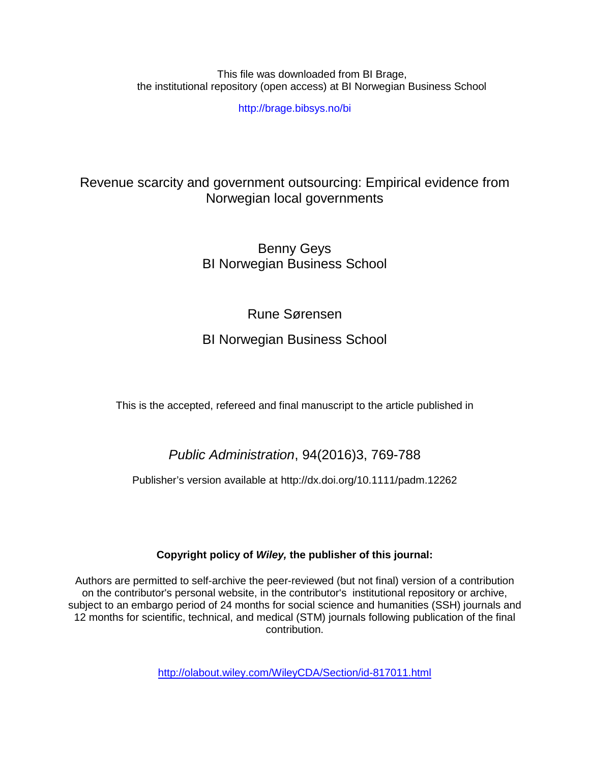This file was downloaded from BI Brage,
the institutional repository (open access) at BI Norwegian Business School

http://brage.bibsys.no/bi

# Revenue scarcity and government outsourcing: Empirical evidence from Norwegian local governments

Benny Geys
BI Norwegian Business School

Rune Sørensen

BI Norwegian Business School

This is the accepted, refereed and final manuscript to the article published in

*Public Administration*, 94(2016)3, 769-788

Publisher's version available at http://dx.doi.org/10.1111/padm.12262

**Copyright policy of *Wiley,* the publisher of this journal:**

Authors are permitted to self-archive the peer-reviewed (but not final) version of a contribution on the contributor's personal website, in the contributor's institutional repository or archive, subject to an embargo period of 24 months for social science and humanities (SSH) journals and 12 months for scientific, technical, and medical (STM) journals following publication of the final contribution.

http://olabout.wiley.com/WileyCDA/Section/id-817011.html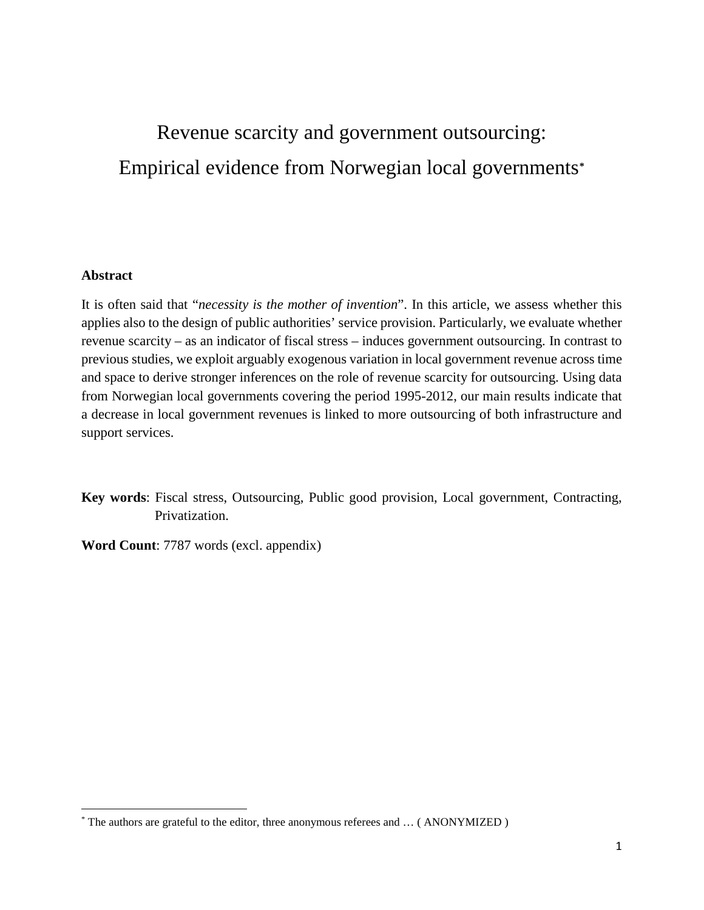# Revenue scarcity and government outsourcing: Empirical evidence from Norwegian local governments[*]

**Abstract**

It is often said that "*necessity is the mother of invention*". In this article, we assess whether this applies also to the design of public authorities' service provision. Particularly, we evaluate whether revenue scarcity – as an indicator of fiscal stress – induces government outsourcing. In contrast to previous studies, we exploit arguably exogenous variation in local government revenue across time and space to derive stronger inferences on the role of revenue scarcity for outsourcing. Using data from Norwegian local governments covering the period 1995-2012, our main results indicate that a decrease in local government revenues is linked to more outsourcing of both infrastructure and support services.

**Key words**: Fiscal stress, Outsourcing, Public good provision, Local government, Contracting, Privatization.

**Word Count**: 7787 words (excl. appendix)

[*] The authors are grateful to the editor, three anonymous referees and … ( ANONYMIZED )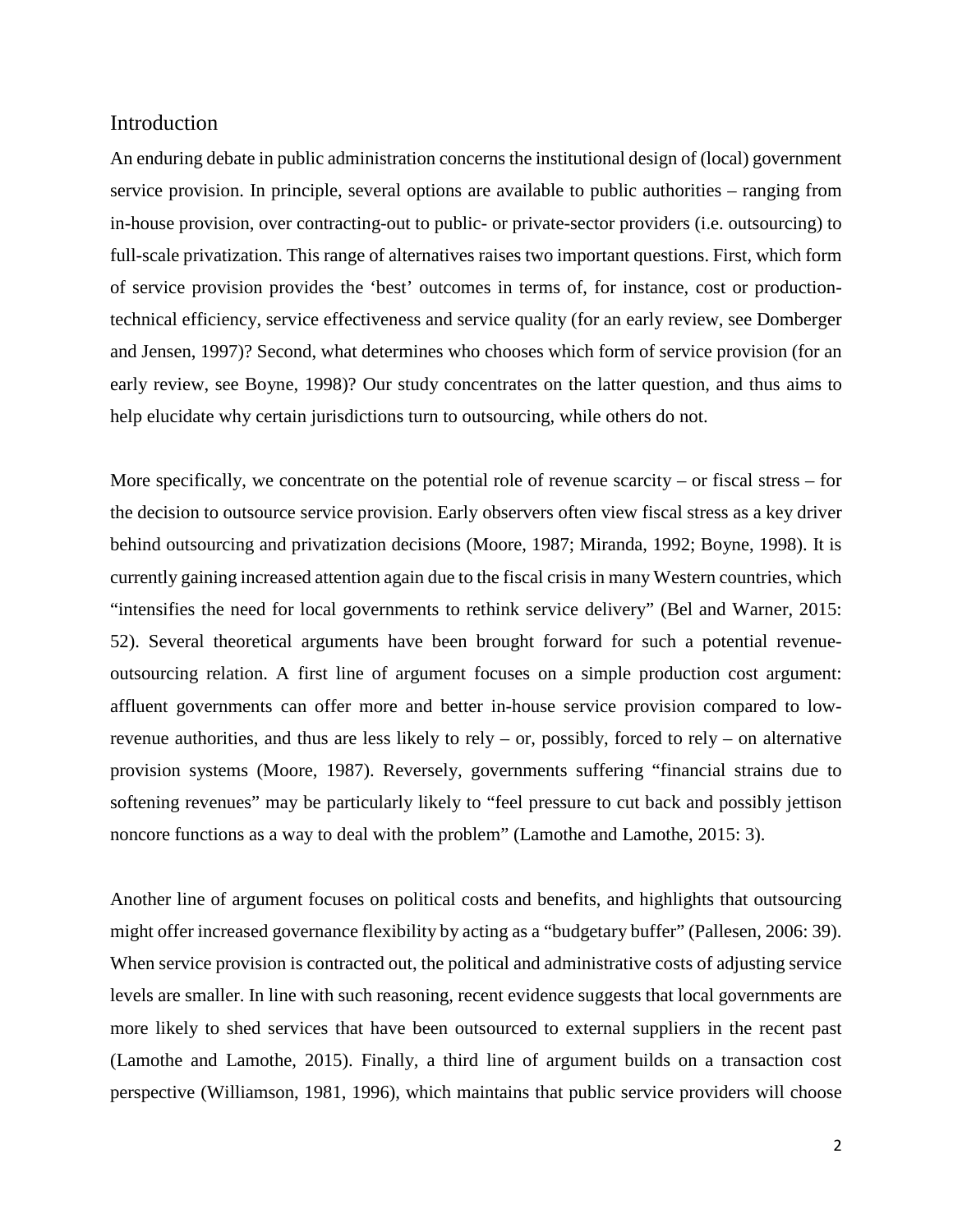## Introduction

An enduring debate in public administration concerns the institutional design of (local) government service provision. In principle, several options are available to public authorities – ranging from in-house provision, over contracting-out to public- or private-sector providers (i.e. outsourcing) to full-scale privatization. This range of alternatives raises two important questions. First, which form of service provision provides the 'best' outcomes in terms of, for instance, cost or production-technical efficiency, service effectiveness and service quality (for an early review, see Domberger and Jensen, 1997)? Second, what determines who chooses which form of service provision (for an early review, see Boyne, 1998)? Our study concentrates on the latter question, and thus aims to help elucidate why certain jurisdictions turn to outsourcing, while others do not.

More specifically, we concentrate on the potential role of revenue scarcity – or fiscal stress – for the decision to outsource service provision. Early observers often view fiscal stress as a key driver behind outsourcing and privatization decisions (Moore, 1987; Miranda, 1992; Boyne, 1998). It is currently gaining increased attention again due to the fiscal crisis in many Western countries, which "intensifies the need for local governments to rethink service delivery" (Bel and Warner, 2015: 52). Several theoretical arguments have been brought forward for such a potential revenue-outsourcing relation. A first line of argument focuses on a simple production cost argument: affluent governments can offer more and better in-house service provision compared to low-revenue authorities, and thus are less likely to rely – or, possibly, forced to rely – on alternative provision systems (Moore, 1987). Reversely, governments suffering "financial strains due to softening revenues" may be particularly likely to "feel pressure to cut back and possibly jettison noncore functions as a way to deal with the problem" (Lamothe and Lamothe, 2015: 3).

Another line of argument focuses on political costs and benefits, and highlights that outsourcing might offer increased governance flexibility by acting as a "budgetary buffer" (Pallesen, 2006: 39). When service provision is contracted out, the political and administrative costs of adjusting service levels are smaller. In line with such reasoning, recent evidence suggests that local governments are more likely to shed services that have been outsourced to external suppliers in the recent past (Lamothe and Lamothe, 2015). Finally, a third line of argument builds on a transaction cost perspective (Williamson, 1981, 1996), which maintains that public service providers will choose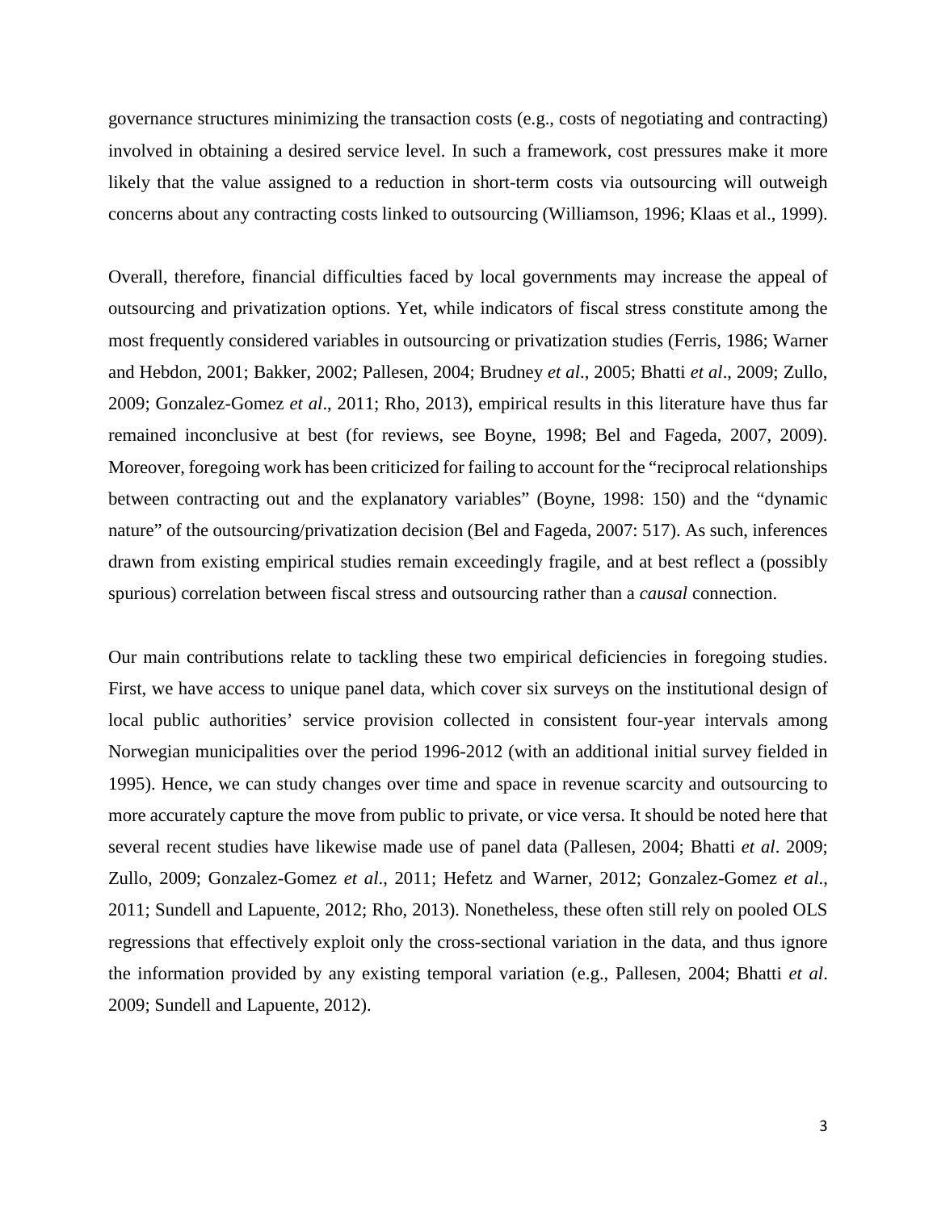governance structures minimizing the transaction costs (e.g., costs of negotiating and contracting) involved in obtaining a desired service level. In such a framework, cost pressures make it more likely that the value assigned to a reduction in short-term costs via outsourcing will outweigh concerns about any contracting costs linked to outsourcing (Williamson, 1996; Klaas et al., 1999).

Overall, therefore, financial difficulties faced by local governments may increase the appeal of outsourcing and privatization options. Yet, while indicators of fiscal stress constitute among the most frequently considered variables in outsourcing or privatization studies (Ferris, 1986; Warner and Hebdon, 2001; Bakker, 2002; Pallesen, 2004; Brudney *et al*., 2005; Bhatti *et al*., 2009; Zullo, 2009; Gonzalez-Gomez *et al*., 2011; Rho, 2013), empirical results in this literature have thus far remained inconclusive at best (for reviews, see Boyne, 1998; Bel and Fageda, 2007, 2009). Moreover, foregoing work has been criticized for failing to account for the "reciprocal relationships between contracting out and the explanatory variables" (Boyne, 1998: 150) and the "dynamic nature" of the outsourcing/privatization decision (Bel and Fageda, 2007: 517). As such, inferences drawn from existing empirical studies remain exceedingly fragile, and at best reflect a (possibly spurious) correlation between fiscal stress and outsourcing rather than a *causal* connection.

Our main contributions relate to tackling these two empirical deficiencies in foregoing studies. First, we have access to unique panel data, which cover six surveys on the institutional design of local public authorities' service provision collected in consistent four-year intervals among Norwegian municipalities over the period 1996-2012 (with an additional initial survey fielded in 1995). Hence, we can study changes over time and space in revenue scarcity and outsourcing to more accurately capture the move from public to private, or vice versa. It should be noted here that several recent studies have likewise made use of panel data (Pallesen, 2004; Bhatti *et al*. 2009; Zullo, 2009; Gonzalez-Gomez *et al*., 2011; Hefetz and Warner, 2012; Gonzalez-Gomez *et al*., 2011; Sundell and Lapuente, 2012; Rho, 2013). Nonetheless, these often still rely on pooled OLS regressions that effectively exploit only the cross-sectional variation in the data, and thus ignore the information provided by any existing temporal variation (e.g., Pallesen, 2004; Bhatti *et al*. 2009; Sundell and Lapuente, 2012).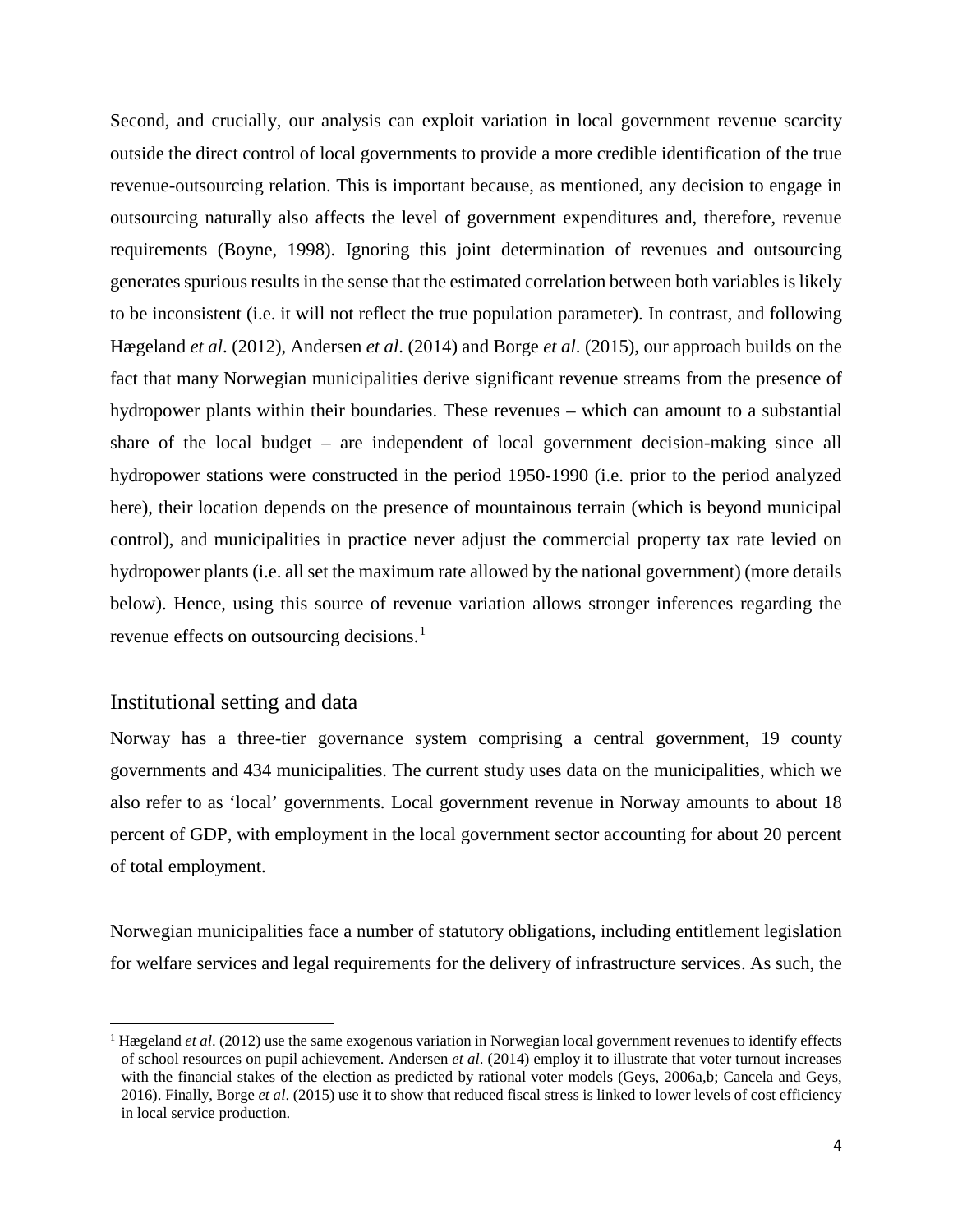Second, and crucially, our analysis can exploit variation in local government revenue scarcity outside the direct control of local governments to provide a more credible identification of the true revenue-outsourcing relation. This is important because, as mentioned, any decision to engage in outsourcing naturally also affects the level of government expenditures and, therefore, revenue requirements (Boyne, 1998). Ignoring this joint determination of revenues and outsourcing generates spurious results in the sense that the estimated correlation between both variables is likely to be inconsistent (i.e. it will not reflect the true population parameter). In contrast, and following Hægeland *et al*. (2012), Andersen *et al*. (2014) and Borge *et al*. (2015), our approach builds on the fact that many Norwegian municipalities derive significant revenue streams from the presence of hydropower plants within their boundaries. These revenues – which can amount to a substantial share of the local budget – are independent of local government decision-making since all hydropower stations were constructed in the period 1950-1990 (i.e. prior to the period analyzed here), their location depends on the presence of mountainous terrain (which is beyond municipal control), and municipalities in practice never adjust the commercial property tax rate levied on hydropower plants (i.e. all set the maximum rate allowed by the national government) (more details below). Hence, using this source of revenue variation allows stronger inferences regarding the revenue effects on outsourcing decisions.[1]

## Institutional setting and data

Norway has a three-tier governance system comprising a central government, 19 county governments and 434 municipalities. The current study uses data on the municipalities, which we also refer to as 'local' governments. Local government revenue in Norway amounts to about 18 percent of GDP, with employment in the local government sector accounting for about 20 percent of total employment.

Norwegian municipalities face a number of statutory obligations, including entitlement legislation for welfare services and legal requirements for the delivery of infrastructure services. As such, the

[1] Hægeland *et al*. (2012) use the same exogenous variation in Norwegian local government revenues to identify effects of school resources on pupil achievement. Andersen *et al*. (2014) employ it to illustrate that voter turnout increases with the financial stakes of the election as predicted by rational voter models (Geys, 2006a,b; Cancela and Geys, 2016). Finally, Borge *et al*. (2015) use it to show that reduced fiscal stress is linked to lower levels of cost efficiency in local service production.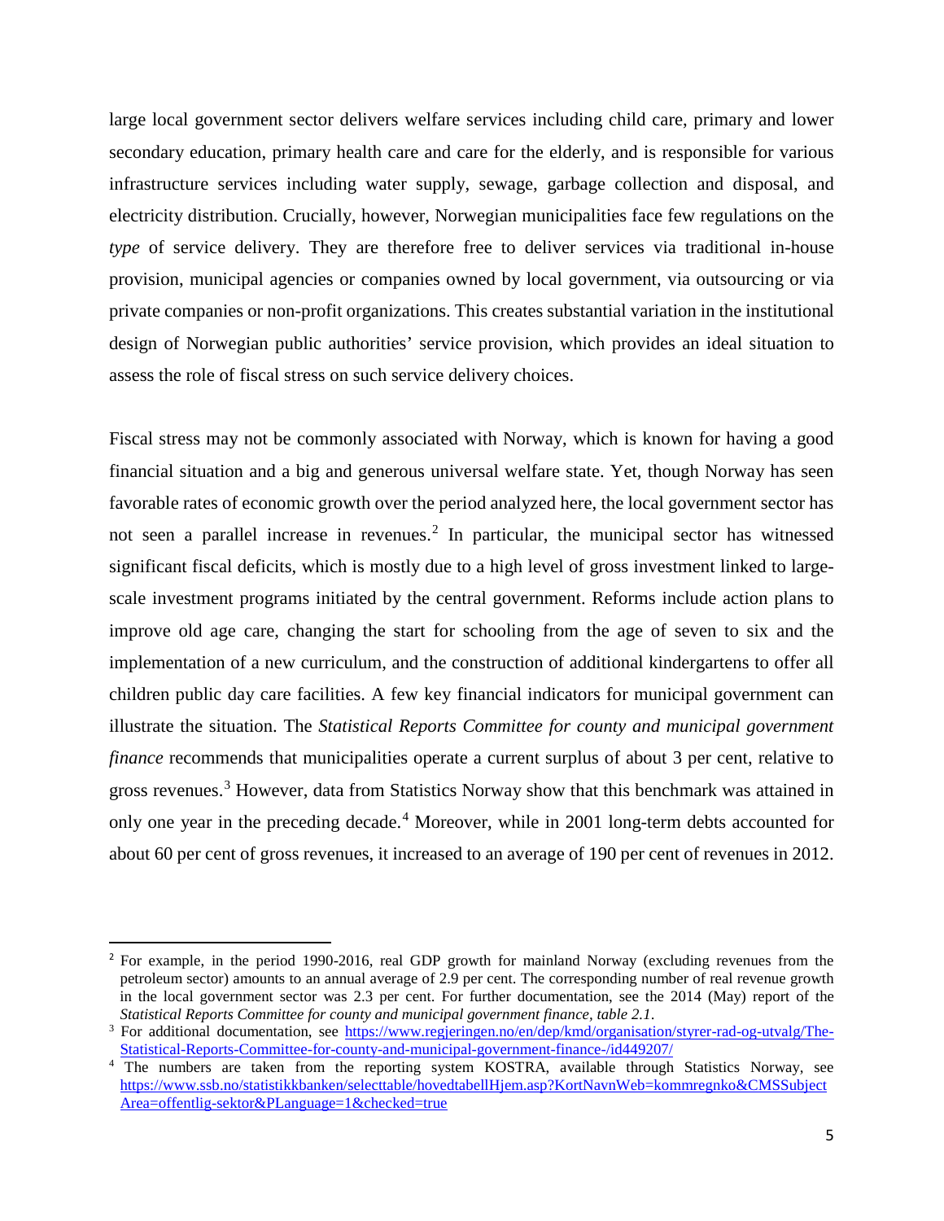large local government sector delivers welfare services including child care, primary and lower secondary education, primary health care and care for the elderly, and is responsible for various infrastructure services including water supply, sewage, garbage collection and disposal, and electricity distribution. Crucially, however, Norwegian municipalities face few regulations on the *type* of service delivery. They are therefore free to deliver services via traditional in-house provision, municipal agencies or companies owned by local government, via outsourcing or via private companies or non-profit organizations. This creates substantial variation in the institutional design of Norwegian public authorities' service provision, which provides an ideal situation to assess the role of fiscal stress on such service delivery choices.

Fiscal stress may not be commonly associated with Norway, which is known for having a good financial situation and a big and generous universal welfare state. Yet, though Norway has seen favorable rates of economic growth over the period analyzed here, the local government sector has not seen a parallel increase in revenues.[2] In particular, the municipal sector has witnessed significant fiscal deficits, which is mostly due to a high level of gross investment linked to large-scale investment programs initiated by the central government. Reforms include action plans to improve old age care, changing the start for schooling from the age of seven to six and the implementation of a new curriculum, and the construction of additional kindergartens to offer all children public day care facilities. A few key financial indicators for municipal government can illustrate the situation. The *Statistical Reports Committee for county and municipal government finance* recommends that municipalities operate a current surplus of about 3 per cent, relative to gross revenues.[3] However, data from Statistics Norway show that this benchmark was attained in only one year in the preceding decade.[4] Moreover, while in 2001 long-term debts accounted for about 60 per cent of gross revenues, it increased to an average of 190 per cent of revenues in 2012.

---

[2] For example, in the period 1990-2016, real GDP growth for mainland Norway (excluding revenues from the petroleum sector) amounts to an annual average of 2.9 per cent. The corresponding number of real revenue growth in the local government sector was 2.3 per cent. For further documentation, see the 2014 (May) report of the *Statistical Reports Committee for county and municipal government finance, table 2.1*.

[3] For additional documentation, see https://www.regjeringen.no/en/dep/kmd/organisation/styrer-rad-og-utvalg/The-Statistical-Reports-Committee-for-county-and-municipal-government-finance-/id449207/

[4] The numbers are taken from the reporting system KOSTRA, available through Statistics Norway, see https://www.ssb.no/statistikkbanken/selecttable/hovedtabellHjem.asp?KortNavnWeb=kommregnko&CMSSubjectArea=offentlig-sektor&PLanguage=1&checked=true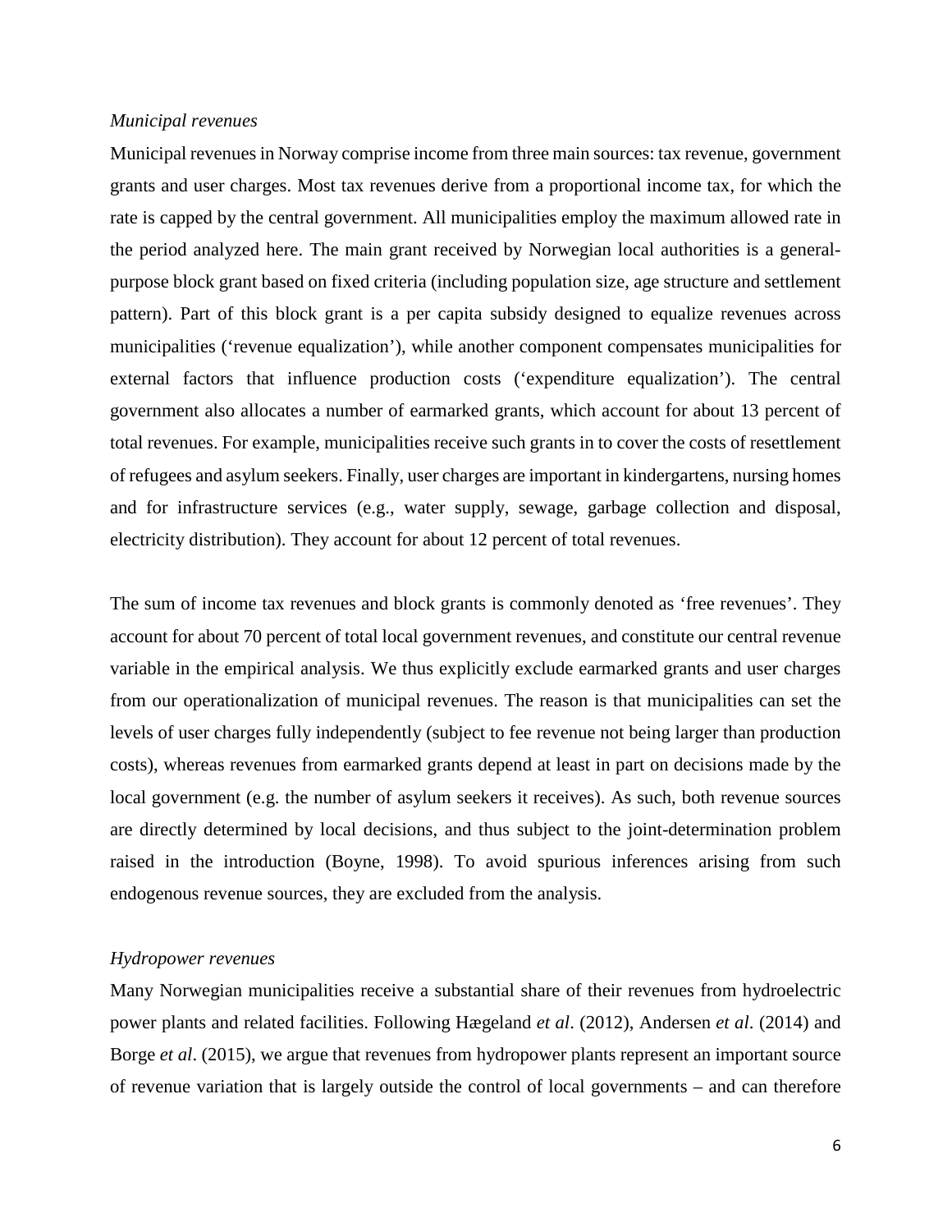*Municipal revenues*

Municipal revenues in Norway comprise income from three main sources: tax revenue, government grants and user charges. Most tax revenues derive from a proportional income tax, for which the rate is capped by the central government. All municipalities employ the maximum allowed rate in the period analyzed here. The main grant received by Norwegian local authorities is a general-purpose block grant based on fixed criteria (including population size, age structure and settlement pattern). Part of this block grant is a per capita subsidy designed to equalize revenues across municipalities ('revenue equalization'), while another component compensates municipalities for external factors that influence production costs ('expenditure equalization'). The central government also allocates a number of earmarked grants, which account for about 13 percent of total revenues. For example, municipalities receive such grants in to cover the costs of resettlement of refugees and asylum seekers. Finally, user charges are important in kindergartens, nursing homes and for infrastructure services (e.g., water supply, sewage, garbage collection and disposal, electricity distribution). They account for about 12 percent of total revenues.

The sum of income tax revenues and block grants is commonly denoted as 'free revenues'. They account for about 70 percent of total local government revenues, and constitute our central revenue variable in the empirical analysis. We thus explicitly exclude earmarked grants and user charges from our operationalization of municipal revenues. The reason is that municipalities can set the levels of user charges fully independently (subject to fee revenue not being larger than production costs), whereas revenues from earmarked grants depend at least in part on decisions made by the local government (e.g. the number of asylum seekers it receives). As such, both revenue sources are directly determined by local decisions, and thus subject to the joint-determination problem raised in the introduction (Boyne, 1998). To avoid spurious inferences arising from such endogenous revenue sources, they are excluded from the analysis.

*Hydropower revenues*

Many Norwegian municipalities receive a substantial share of their revenues from hydroelectric power plants and related facilities. Following Hægeland *et al*. (2012), Andersen *et al*. (2014) and Borge *et al*. (2015), we argue that revenues from hydropower plants represent an important source of revenue variation that is largely outside the control of local governments – and can therefore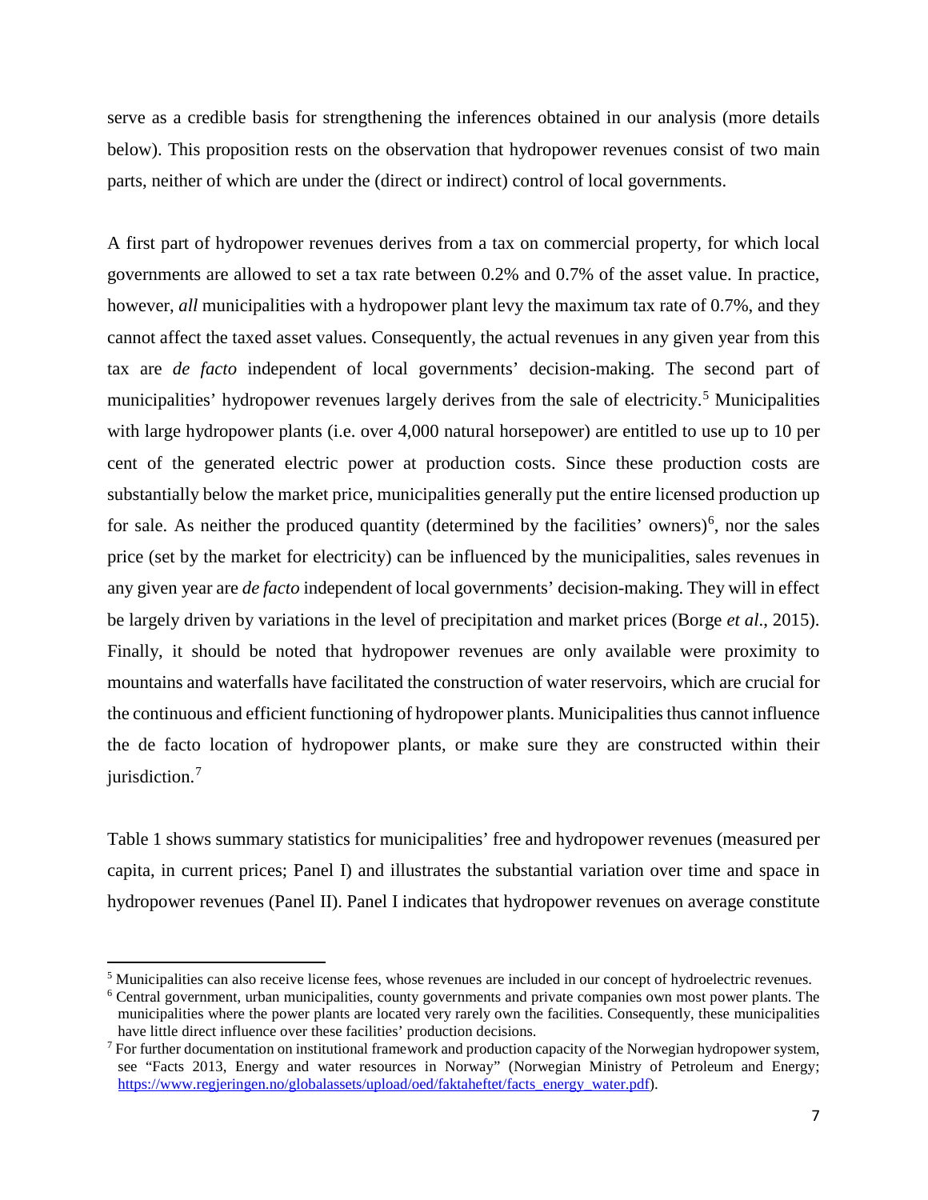serve as a credible basis for strengthening the inferences obtained in our analysis (more details below). This proposition rests on the observation that hydropower revenues consist of two main parts, neither of which are under the (direct or indirect) control of local governments.

A first part of hydropower revenues derives from a tax on commercial property, for which local governments are allowed to set a tax rate between 0.2% and 0.7% of the asset value. In practice, however, *all* municipalities with a hydropower plant levy the maximum tax rate of 0.7%, and they cannot affect the taxed asset values. Consequently, the actual revenues in any given year from this tax are *de facto* independent of local governments' decision-making. The second part of municipalities' hydropower revenues largely derives from the sale of electricity.[5] Municipalities with large hydropower plants (i.e. over 4,000 natural horsepower) are entitled to use up to 10 per cent of the generated electric power at production costs. Since these production costs are substantially below the market price, municipalities generally put the entire licensed production up for sale. As neither the produced quantity (determined by the facilities' owners)[6], nor the sales price (set by the market for electricity) can be influenced by the municipalities, sales revenues in any given year are *de facto* independent of local governments' decision-making. They will in effect be largely driven by variations in the level of precipitation and market prices (Borge *et al*., 2015). Finally, it should be noted that hydropower revenues are only available were proximity to mountains and waterfalls have facilitated the construction of water reservoirs, which are crucial for the continuous and efficient functioning of hydropower plants. Municipalities thus cannot influence the de facto location of hydropower plants, or make sure they are constructed within their jurisdiction.[7]

Table 1 shows summary statistics for municipalities' free and hydropower revenues (measured per capita, in current prices; Panel I) and illustrates the substantial variation over time and space in hydropower revenues (Panel II). Panel I indicates that hydropower revenues on average constitute

---

[5] Municipalities can also receive license fees, whose revenues are included in our concept of hydroelectric revenues.

[6] Central government, urban municipalities, county governments and private companies own most power plants. The municipalities where the power plants are located very rarely own the facilities. Consequently, these municipalities have little direct influence over these facilities' production decisions.

[7] For further documentation on institutional framework and production capacity of the Norwegian hydropower system, see "Facts 2013, Energy and water resources in Norway" (Norwegian Ministry of Petroleum and Energy; https://www.regjeringen.no/globalassets/upload/oed/faktaheftet/facts_energy_water.pdf).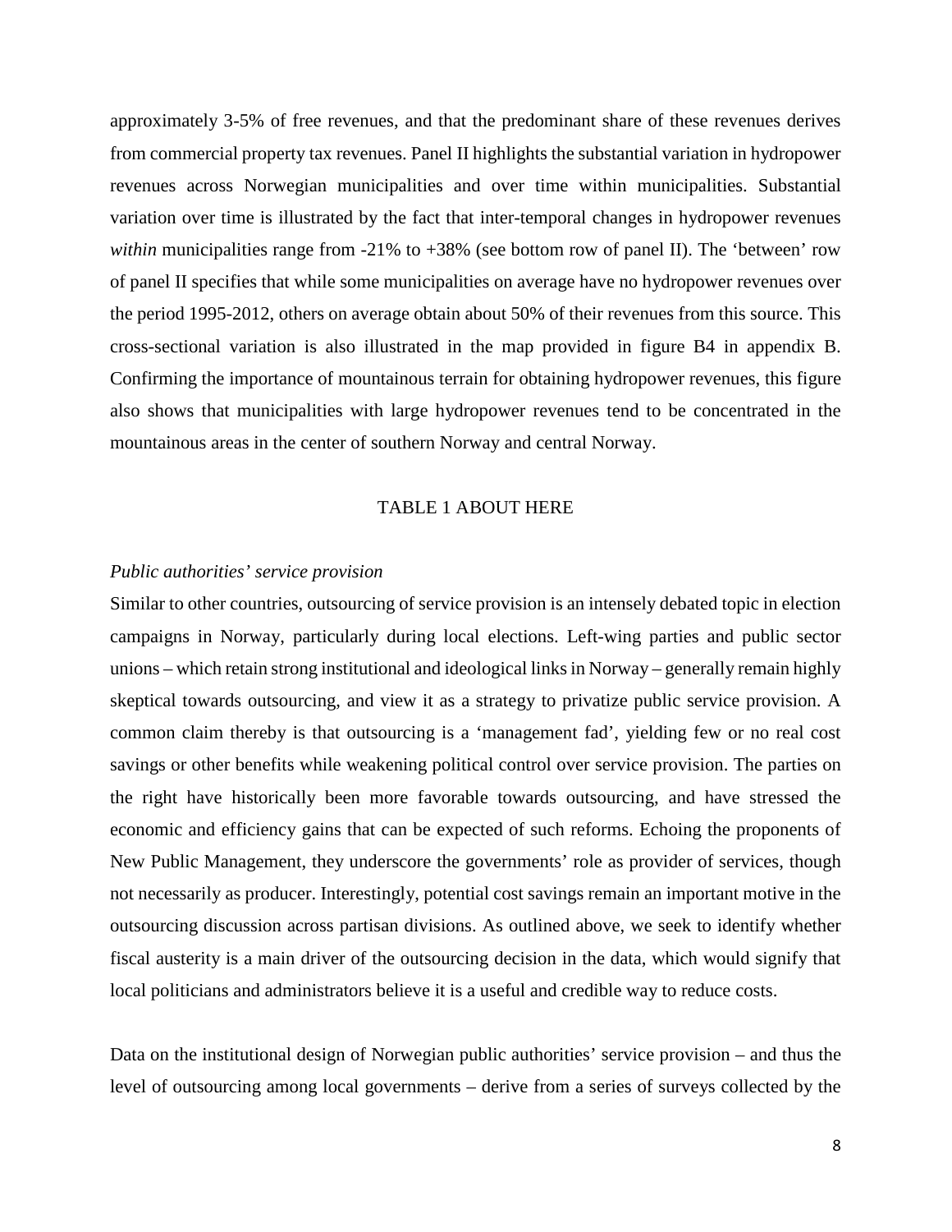approximately 3-5% of free revenues, and that the predominant share of these revenues derives from commercial property tax revenues. Panel II highlights the substantial variation in hydropower revenues across Norwegian municipalities and over time within municipalities. Substantial variation over time is illustrated by the fact that inter-temporal changes in hydropower revenues *within* municipalities range from -21% to +38% (see bottom row of panel II). The 'between' row of panel II specifies that while some municipalities on average have no hydropower revenues over the period 1995-2012, others on average obtain about 50% of their revenues from this source. This cross-sectional variation is also illustrated in the map provided in figure B4 in appendix B. Confirming the importance of mountainous terrain for obtaining hydropower revenues, this figure also shows that municipalities with large hydropower revenues tend to be concentrated in the mountainous areas in the center of southern Norway and central Norway.

TABLE 1 ABOUT HERE

*Public authorities' service provision*

Similar to other countries, outsourcing of service provision is an intensely debated topic in election campaigns in Norway, particularly during local elections. Left-wing parties and public sector unions – which retain strong institutional and ideological links in Norway – generally remain highly skeptical towards outsourcing, and view it as a strategy to privatize public service provision. A common claim thereby is that outsourcing is a 'management fad', yielding few or no real cost savings or other benefits while weakening political control over service provision. The parties on the right have historically been more favorable towards outsourcing, and have stressed the economic and efficiency gains that can be expected of such reforms. Echoing the proponents of New Public Management, they underscore the governments' role as provider of services, though not necessarily as producer. Interestingly, potential cost savings remain an important motive in the outsourcing discussion across partisan divisions. As outlined above, we seek to identify whether fiscal austerity is a main driver of the outsourcing decision in the data, which would signify that local politicians and administrators believe it is a useful and credible way to reduce costs.

Data on the institutional design of Norwegian public authorities' service provision – and thus the level of outsourcing among local governments – derive from a series of surveys collected by the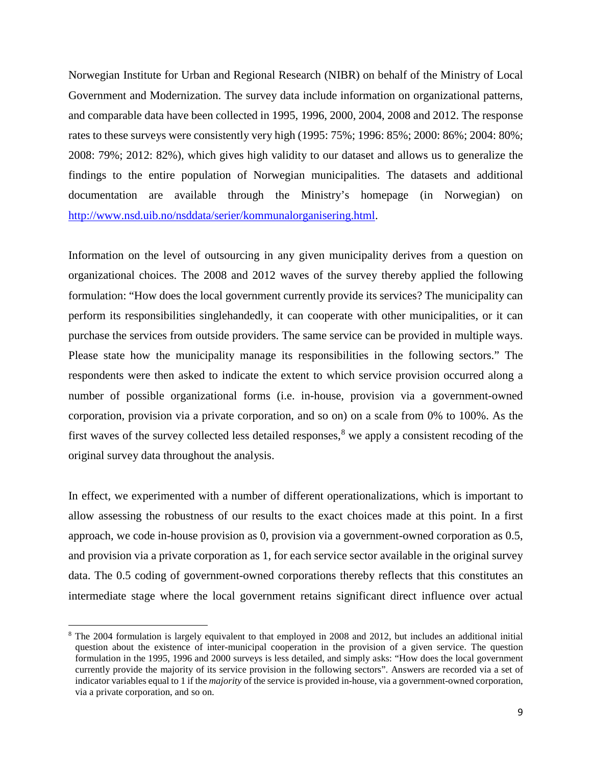Norwegian Institute for Urban and Regional Research (NIBR) on behalf of the Ministry of Local Government and Modernization. The survey data include information on organizational patterns, and comparable data have been collected in 1995, 1996, 2000, 2004, 2008 and 2012. The response rates to these surveys were consistently very high (1995: 75%; 1996: 85%; 2000: 86%; 2004: 80%; 2008: 79%; 2012: 82%), which gives high validity to our dataset and allows us to generalize the findings to the entire population of Norwegian municipalities. The datasets and additional documentation are available through the Ministry's homepage (in Norwegian) on [http://www.nsd.uib.no/nsddata/serier/kommunalorganisering.html](http://www.nsd.uib.no/nsddata/serier/kommunalorganisering.html).

Information on the level of outsourcing in any given municipality derives from a question on organizational choices. The 2008 and 2012 waves of the survey thereby applied the following formulation: "How does the local government currently provide its services? The municipality can perform its responsibilities singlehandedly, it can cooperate with other municipalities, or it can purchase the services from outside providers. The same service can be provided in multiple ways. Please state how the municipality manage its responsibilities in the following sectors." The respondents were then asked to indicate the extent to which service provision occurred along a number of possible organizational forms (i.e. in-house, provision via a government-owned corporation, provision via a private corporation, and so on) on a scale from 0% to 100%. As the first waves of the survey collected less detailed responses,[8] we apply a consistent recoding of the original survey data throughout the analysis.

In effect, we experimented with a number of different operationalizations, which is important to allow assessing the robustness of our results to the exact choices made at this point. In a first approach, we code in-house provision as 0, provision via a government-owned corporation as 0.5, and provision via a private corporation as 1, for each service sector available in the original survey data. The 0.5 coding of government-owned corporations thereby reflects that this constitutes an intermediate stage where the local government retains significant direct influence over actual

[8] The 2004 formulation is largely equivalent to that employed in 2008 and 2012, but includes an additional initial question about the existence of inter-municipal cooperation in the provision of a given service. The question formulation in the 1995, 1996 and 2000 surveys is less detailed, and simply asks: "How does the local government currently provide the majority of its service provision in the following sectors". Answers are recorded via a set of indicator variables equal to 1 if the *majority* of the service is provided in-house, via a government-owned corporation, via a private corporation, and so on.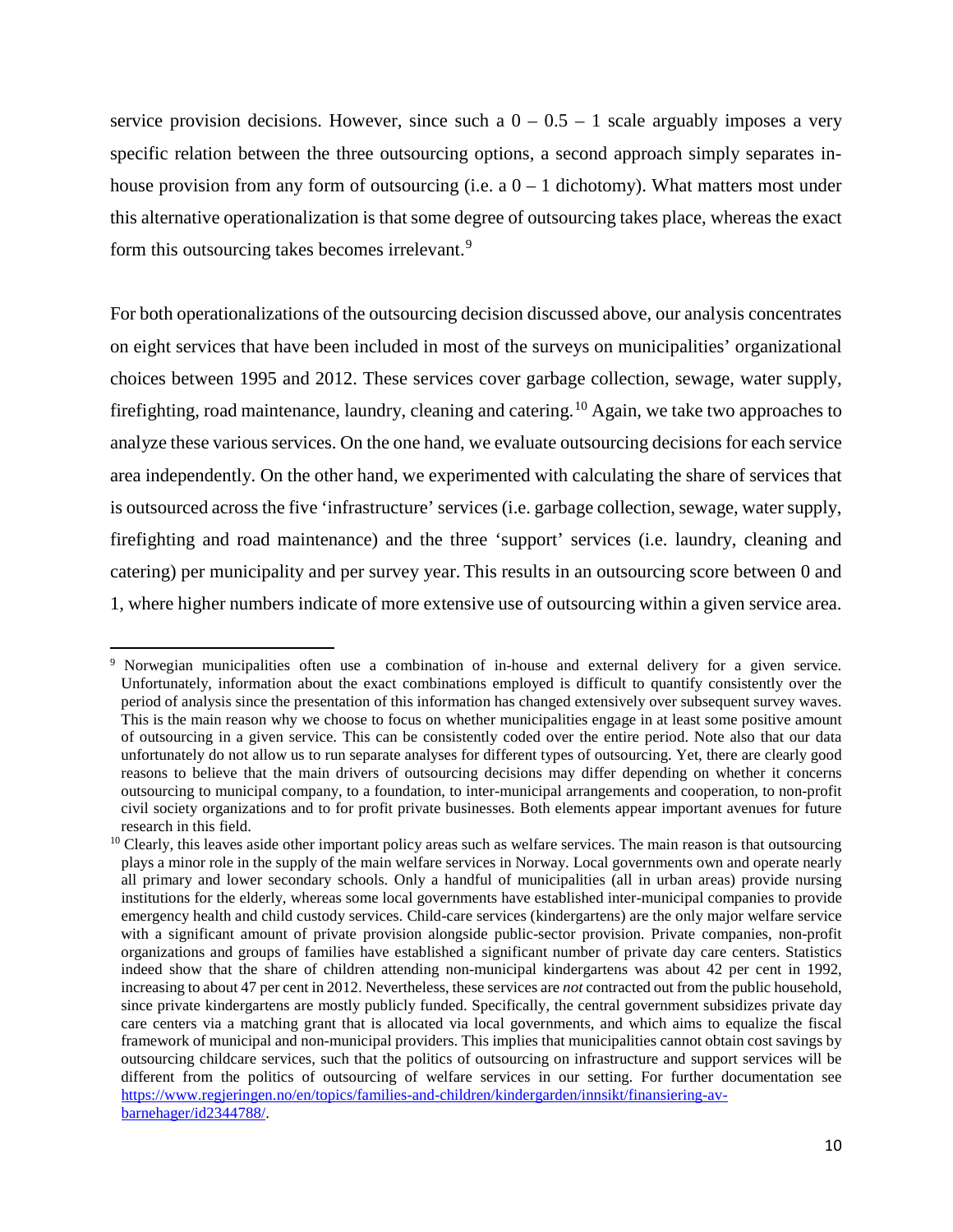service provision decisions. However, since such a $0 - 0.5 - 1$ scale arguably imposes a very specific relation between the three outsourcing options, a second approach simply separates in-house provision from any form of outsourcing (i.e. a $0 - 1$ dichotomy). What matters most under this alternative operationalization is that some degree of outsourcing takes place, whereas the exact form this outsourcing takes becomes irrelevant.[9]

For both operationalizations of the outsourcing decision discussed above, our analysis concentrates on eight services that have been included in most of the surveys on municipalities' organizational choices between 1995 and 2012. These services cover garbage collection, sewage, water supply, firefighting, road maintenance, laundry, cleaning and catering.[10] Again, we take two approaches to analyze these various services. On the one hand, we evaluate outsourcing decisions for each service area independently. On the other hand, we experimented with calculating the share of services that is outsourced across the five 'infrastructure' services (i.e. garbage collection, sewage, water supply, firefighting and road maintenance) and the three 'support' services (i.e. laundry, cleaning and catering) per municipality and per survey year. This results in an outsourcing score between 0 and 1, where higher numbers indicate of more extensive use of outsourcing within a given service area.

---

[9] Norwegian municipalities often use a combination of in-house and external delivery for a given service. Unfortunately, information about the exact combinations employed is difficult to quantify consistently over the period of analysis since the presentation of this information has changed extensively over subsequent survey waves. This is the main reason why we choose to focus on whether municipalities engage in at least some positive amount of outsourcing in a given service. This can be consistently coded over the entire period. Note also that our data unfortunately do not allow us to run separate analyses for different types of outsourcing. Yet, there are clearly good reasons to believe that the main drivers of outsourcing decisions may differ depending on whether it concerns outsourcing to municipal company, to a foundation, to inter-municipal arrangements and cooperation, to non-profit civil society organizations and to for profit private businesses. Both elements appear important avenues for future research in this field.

[10] Clearly, this leaves aside other important policy areas such as welfare services. The main reason is that outsourcing plays a minor role in the supply of the main welfare services in Norway. Local governments own and operate nearly all primary and lower secondary schools. Only a handful of municipalities (all in urban areas) provide nursing institutions for the elderly, whereas some local governments have established inter-municipal companies to provide emergency health and child custody services. Child-care services (kindergartens) are the only major welfare service with a significant amount of private provision alongside public-sector provision. Private companies, non-profit organizations and groups of families have established a significant number of private day care centers. Statistics indeed show that the share of children attending non-municipal kindergartens was about 42 per cent in 1992, increasing to about 47 per cent in 2012. Nevertheless, these services are *not* contracted out from the public household, since private kindergartens are mostly publicly funded. Specifically, the central government subsidizes private day care centers via a matching grant that is allocated via local governments, and which aims to equalize the fiscal framework of municipal and non-municipal providers. This implies that municipalities cannot obtain cost savings by outsourcing childcare services, such that the politics of outsourcing on infrastructure and support services will be different from the politics of outsourcing of welfare services in our setting. For further documentation see [https://www.regjeringen.no/en/topics/families-and-children/kindergarden/innsikt/finansiering-av-barnehager/id2344788/](https://www.regjeringen.no/en/topics/families-and-children/kindergarden/innsikt/finansiering-av-barnehager/id2344788/).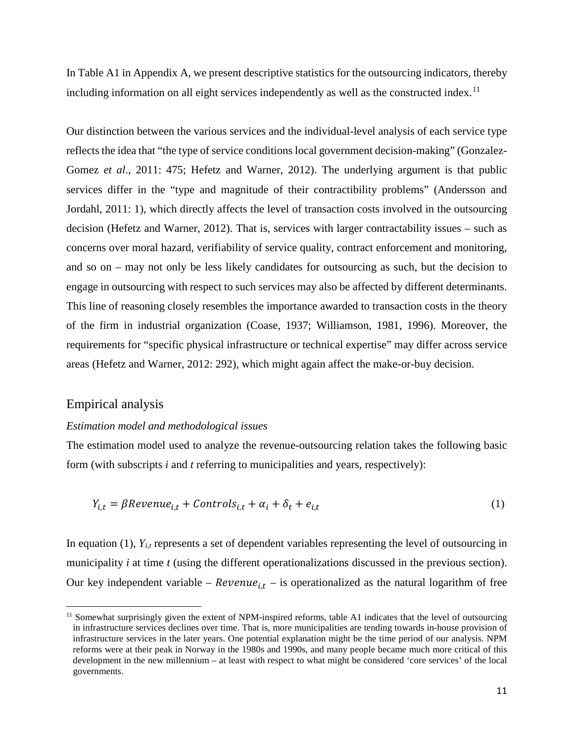In Table A1 in Appendix A, we present descriptive statistics for the outsourcing indicators, thereby including information on all eight services independently as well as the constructed index.[11]

Our distinction between the various services and the individual-level analysis of each service type reflects the idea that "the type of service conditions local government decision-making" (Gonzalez-Gomez *et al.*, 2011: 475; Hefetz and Warner, 2012). The underlying argument is that public services differ in the "type and magnitude of their contractibility problems" (Andersson and Jordahl, 2011: 1), which directly affects the level of transaction costs involved in the outsourcing decision (Hefetz and Warner, 2012). That is, services with larger contractability issues – such as concerns over moral hazard, verifiability of service quality, contract enforcement and monitoring, and so on – may not only be less likely candidates for outsourcing as such, but the decision to engage in outsourcing with respect to such services may also be affected by different determinants. This line of reasoning closely resembles the importance awarded to transaction costs in the theory of the firm in industrial organization (Coase, 1937; Williamson, 1981, 1996). Moreover, the requirements for "specific physical infrastructure or technical expertise" may differ across service areas (Hefetz and Warner, 2012: 292), which might again affect the make-or-buy decision.

## Empirical analysis

### *Estimation model and methodological issues*

The estimation model used to analyze the revenue-outsourcing relation takes the following basic form (with subscripts *i* and *t* referring to municipalities and years, respectively):

$$Y_{i,t} = \beta Revenue_{i,t} + Controls_{i,t} + \alpha_i + \delta_t + e_{i,t} \tag{1}$$

In equation (1), $Y_{i,t}$ represents a set of dependent variables representing the level of outsourcing in municipality *i* at time *t* (using the different operationalizations discussed in the previous section). Our key independent variable – $Revenue_{i,t}$ – is operationalized as the natural logarithm of free

[11] Somewhat surprisingly given the extent of NPM-inspired reforms, table A1 indicates that the level of outsourcing in infrastructure services declines over time. That is, more municipalities are tending towards in-house provision of infrastructure services in the later years. One potential explanation might be the time period of our analysis. NPM reforms were at their peak in Norway in the 1980s and 1990s, and many people became much more critical of this development in the new millennium – at least with respect to what might be considered 'core services' of the local governments.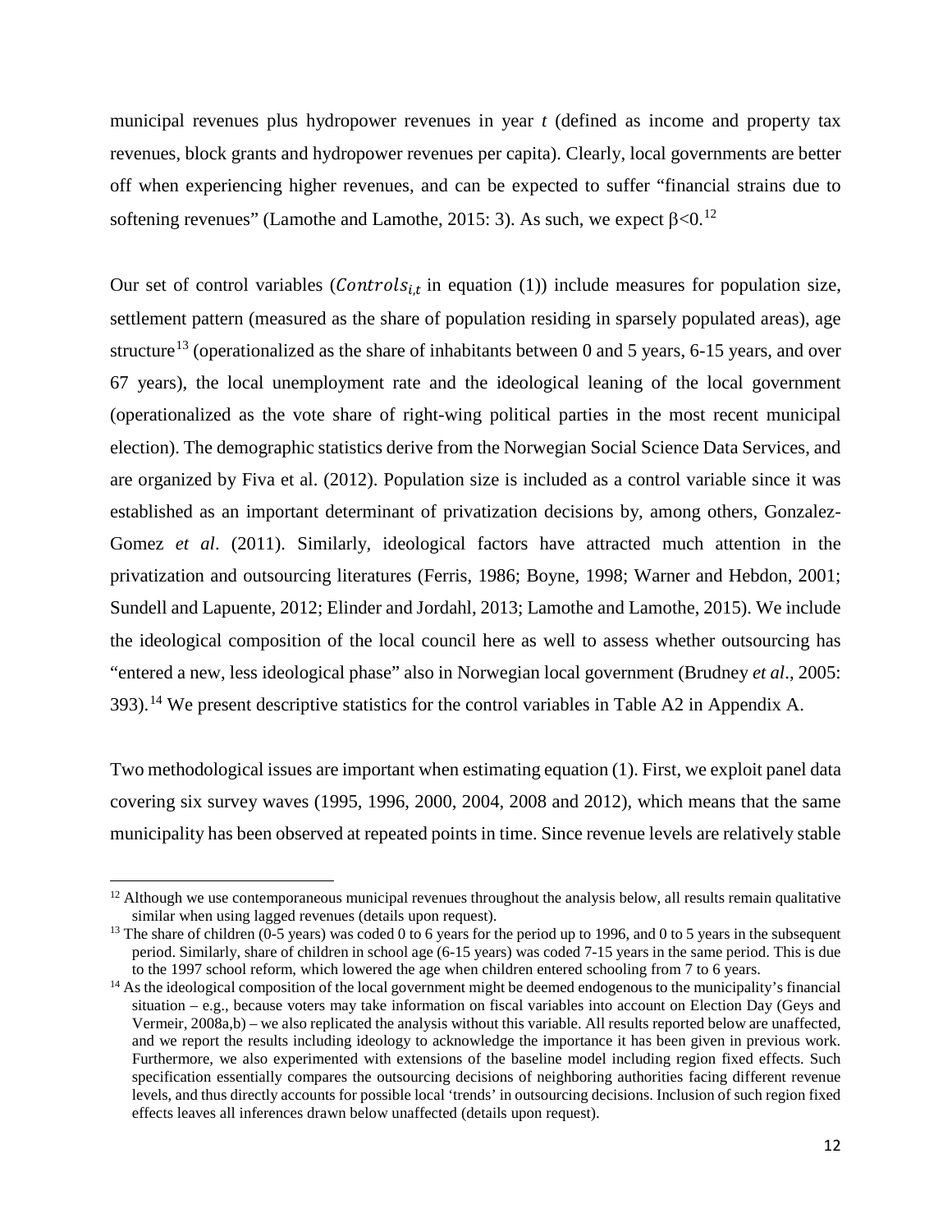municipal revenues plus hydropower revenues in year *t* (defined as income and property tax revenues, block grants and hydropower revenues per capita). Clearly, local governments are better off when experiencing higher revenues, and can be expected to suffer "financial strains due to softening revenues" (Lamothe and Lamothe, 2015: 3). As such, we expect $\beta<0$.[12]

Our set of control variables ($Controls_{i,t}$ in equation (1)) include measures for population size, settlement pattern (measured as the share of population residing in sparsely populated areas), age structure[13] (operationalized as the share of inhabitants between 0 and 5 years, 6-15 years, and over 67 years), the local unemployment rate and the ideological leaning of the local government (operationalized as the vote share of right-wing political parties in the most recent municipal election). The demographic statistics derive from the Norwegian Social Science Data Services, and are organized by Fiva et al. (2012). Population size is included as a control variable since it was established as an important determinant of privatization decisions by, among others, Gonzalez-Gomez *et al*. (2011). Similarly, ideological factors have attracted much attention in the privatization and outsourcing literatures (Ferris, 1986; Boyne, 1998; Warner and Hebdon, 2001; Sundell and Lapuente, 2012; Elinder and Jordahl, 2013; Lamothe and Lamothe, 2015). We include the ideological composition of the local council here as well to assess whether outsourcing has "entered a new, less ideological phase" also in Norwegian local government (Brudney *et al*., 2005: 393).[14] We present descriptive statistics for the control variables in Table A2 in Appendix A.

Two methodological issues are important when estimating equation (1). First, we exploit panel data covering six survey waves (1995, 1996, 2000, 2004, 2008 and 2012), which means that the same municipality has been observed at repeated points in time. Since revenue levels are relatively stable

---

[12] Although we use contemporaneous municipal revenues throughout the analysis below, all results remain qualitative similar when using lagged revenues (details upon request).

[13] The share of children (0-5 years) was coded 0 to 6 years for the period up to 1996, and 0 to 5 years in the subsequent period. Similarly, share of children in school age (6-15 years) was coded 7-15 years in the same period. This is due to the 1997 school reform, which lowered the age when children entered schooling from 7 to 6 years.

[14] As the ideological composition of the local government might be deemed endogenous to the municipality's financial situation – e.g., because voters may take information on fiscal variables into account on Election Day (Geys and Vermeir, 2008a,b) – we also replicated the analysis without this variable. All results reported below are unaffected, and we report the results including ideology to acknowledge the importance it has been given in previous work. Furthermore, we also experimented with extensions of the baseline model including region fixed effects. Such specification essentially compares the outsourcing decisions of neighboring authorities facing different revenue levels, and thus directly accounts for possible local 'trends' in outsourcing decisions. Inclusion of such region fixed effects leaves all inferences drawn below unaffected (details upon request).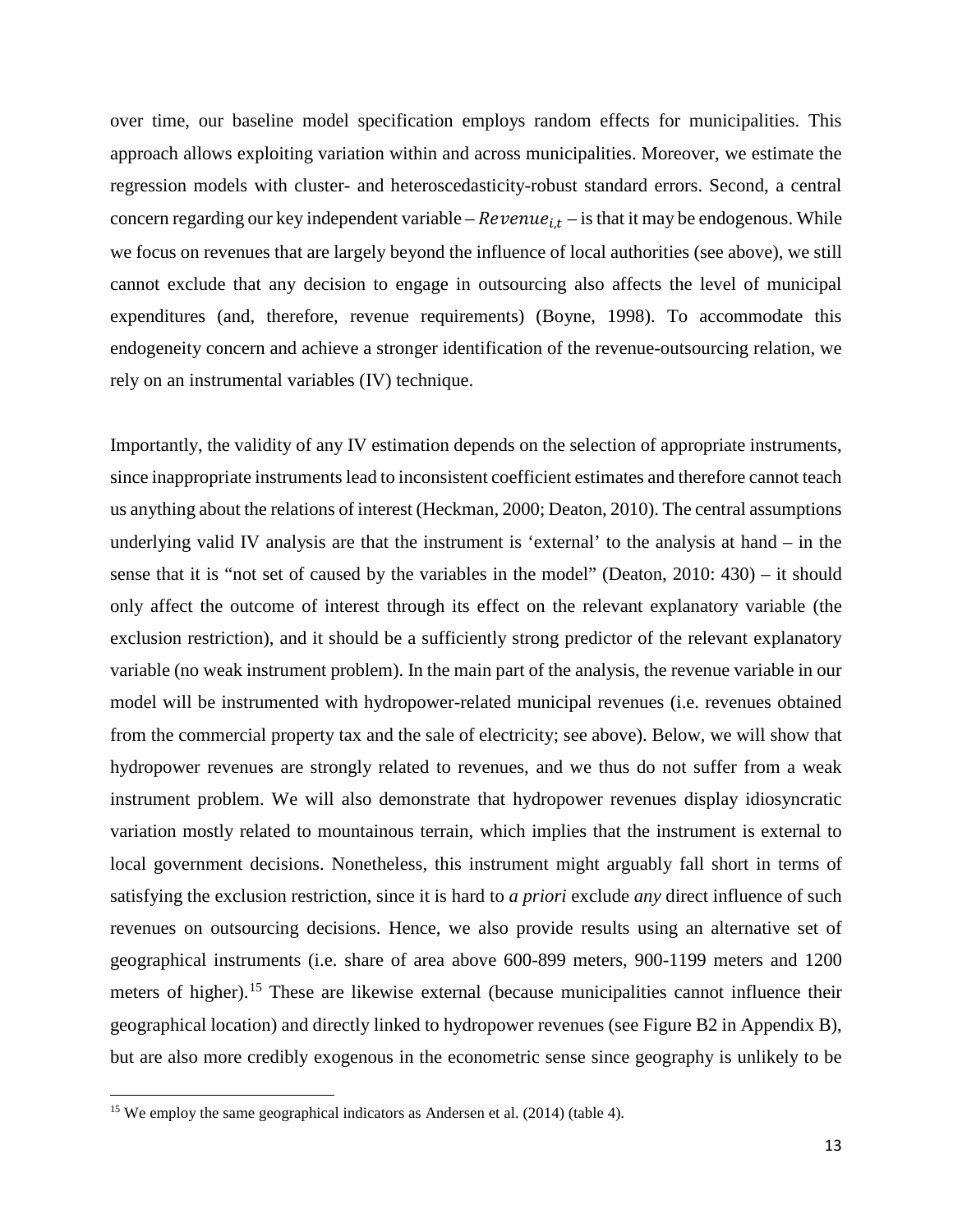over time, our baseline model specification employs random effects for municipalities. This approach allows exploiting variation within and across municipalities. Moreover, we estimate the regression models with cluster- and heteroscedasticity-robust standard errors. Second, a central concern regarding our key independent variable – $Revenue_{i,t}$ – is that it may be endogenous. While we focus on revenues that are largely beyond the influence of local authorities (see above), we still cannot exclude that any decision to engage in outsourcing also affects the level of municipal expenditures (and, therefore, revenue requirements) (Boyne, 1998). To accommodate this endogeneity concern and achieve a stronger identification of the revenue-outsourcing relation, we rely on an instrumental variables (IV) technique.

Importantly, the validity of any IV estimation depends on the selection of appropriate instruments, since inappropriate instruments lead to inconsistent coefficient estimates and therefore cannot teach us anything about the relations of interest (Heckman, 2000; Deaton, 2010). The central assumptions underlying valid IV analysis are that the instrument is 'external' to the analysis at hand – in the sense that it is "not set of caused by the variables in the model" (Deaton, 2010: 430) – it should only affect the outcome of interest through its effect on the relevant explanatory variable (the exclusion restriction), and it should be a sufficiently strong predictor of the relevant explanatory variable (no weak instrument problem). In the main part of the analysis, the revenue variable in our model will be instrumented with hydropower-related municipal revenues (i.e. revenues obtained from the commercial property tax and the sale of electricity; see above). Below, we will show that hydropower revenues are strongly related to revenues, and we thus do not suffer from a weak instrument problem. We will also demonstrate that hydropower revenues display idiosyncratic variation mostly related to mountainous terrain, which implies that the instrument is external to local government decisions. Nonetheless, this instrument might arguably fall short in terms of satisfying the exclusion restriction, since it is hard to *a priori* exclude *any* direct influence of such revenues on outsourcing decisions. Hence, we also provide results using an alternative set of geographical instruments (i.e. share of area above 600-899 meters, 900-1199 meters and 1200 meters of higher).[15] These are likewise external (because municipalities cannot influence their geographical location) and directly linked to hydropower revenues (see Figure B2 in Appendix B), but are also more credibly exogenous in the econometric sense since geography is unlikely to be

[15] We employ the same geographical indicators as Andersen et al. (2014) (table 4).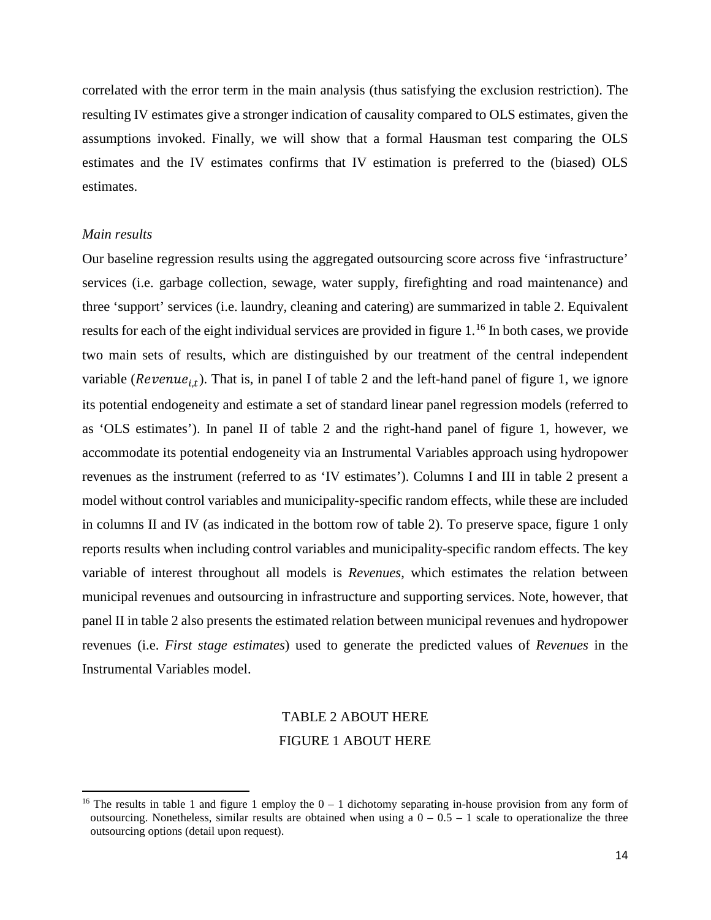correlated with the error term in the main analysis (thus satisfying the exclusion restriction). The resulting IV estimates give a stronger indication of causality compared to OLS estimates, given the assumptions invoked. Finally, we will show that a formal Hausman test comparing the OLS estimates and the IV estimates confirms that IV estimation is preferred to the (biased) OLS estimates.

*Main results*

Our baseline regression results using the aggregated outsourcing score across five 'infrastructure' services (i.e. garbage collection, sewage, water supply, firefighting and road maintenance) and three 'support' services (i.e. laundry, cleaning and catering) are summarized in table 2. Equivalent results for each of the eight individual services are provided in figure 1.[16] In both cases, we provide two main sets of results, which are distinguished by our treatment of the central independent variable ($Revenue_{i,t}$). That is, in panel I of table 2 and the left-hand panel of figure 1, we ignore its potential endogeneity and estimate a set of standard linear panel regression models (referred to as 'OLS estimates'). In panel II of table 2 and the right-hand panel of figure 1, however, we accommodate its potential endogeneity via an Instrumental Variables approach using hydropower revenues as the instrument (referred to as 'IV estimates'). Columns I and III in table 2 present a model without control variables and municipality-specific random effects, while these are included in columns II and IV (as indicated in the bottom row of table 2). To preserve space, figure 1 only reports results when including control variables and municipality-specific random effects. The key variable of interest throughout all models is *Revenues*, which estimates the relation between municipal revenues and outsourcing in infrastructure and supporting services. Note, however, that panel II in table 2 also presents the estimated relation between municipal revenues and hydropower revenues (i.e. *First stage estimates*) used to generate the predicted values of *Revenues* in the Instrumental Variables model.

TABLE 2 ABOUT HERE

FIGURE 1 ABOUT HERE

[16] The results in table 1 and figure 1 employ the 0 – 1 dichotomy separating in-house provision from any form of outsourcing. Nonetheless, similar results are obtained when using a 0 – 0.5 – 1 scale to operationalize the three outsourcing options (detail upon request).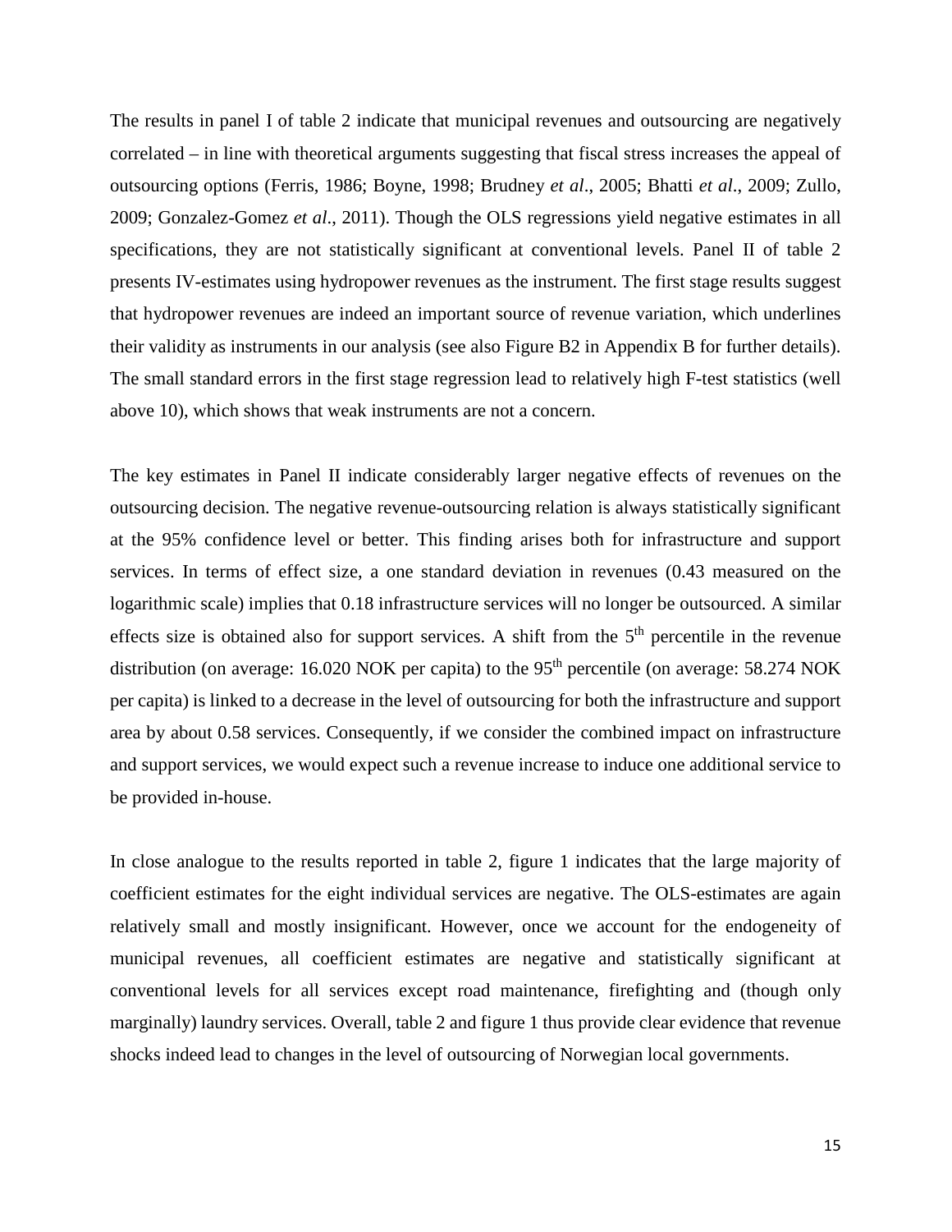The results in panel I of table 2 indicate that municipal revenues and outsourcing are negatively correlated – in line with theoretical arguments suggesting that fiscal stress increases the appeal of outsourcing options (Ferris, 1986; Boyne, 1998; Brudney *et al*., 2005; Bhatti *et al*., 2009; Zullo, 2009; Gonzalez-Gomez *et al*., 2011). Though the OLS regressions yield negative estimates in all specifications, they are not statistically significant at conventional levels. Panel II of table 2 presents IV-estimates using hydropower revenues as the instrument. The first stage results suggest that hydropower revenues are indeed an important source of revenue variation, which underlines their validity as instruments in our analysis (see also Figure B2 in Appendix B for further details). The small standard errors in the first stage regression lead to relatively high F-test statistics (well above 10), which shows that weak instruments are not a concern.

The key estimates in Panel II indicate considerably larger negative effects of revenues on the outsourcing decision. The negative revenue-outsourcing relation is always statistically significant at the 95% confidence level or better. This finding arises both for infrastructure and support services. In terms of effect size, a one standard deviation in revenues (0.43 measured on the logarithmic scale) implies that 0.18 infrastructure services will no longer be outsourced. A similar effects size is obtained also for support services. A shift from the 5th percentile in the revenue distribution (on average: 16.020 NOK per capita) to the 95th percentile (on average: 58.274 NOK per capita) is linked to a decrease in the level of outsourcing for both the infrastructure and support area by about 0.58 services. Consequently, if we consider the combined impact on infrastructure and support services, we would expect such a revenue increase to induce one additional service to be provided in-house.

In close analogue to the results reported in table 2, figure 1 indicates that the large majority of coefficient estimates for the eight individual services are negative. The OLS-estimates are again relatively small and mostly insignificant. However, once we account for the endogeneity of municipal revenues, all coefficient estimates are negative and statistically significant at conventional levels for all services except road maintenance, firefighting and (though only marginally) laundry services. Overall, table 2 and figure 1 thus provide clear evidence that revenue shocks indeed lead to changes in the level of outsourcing of Norwegian local governments.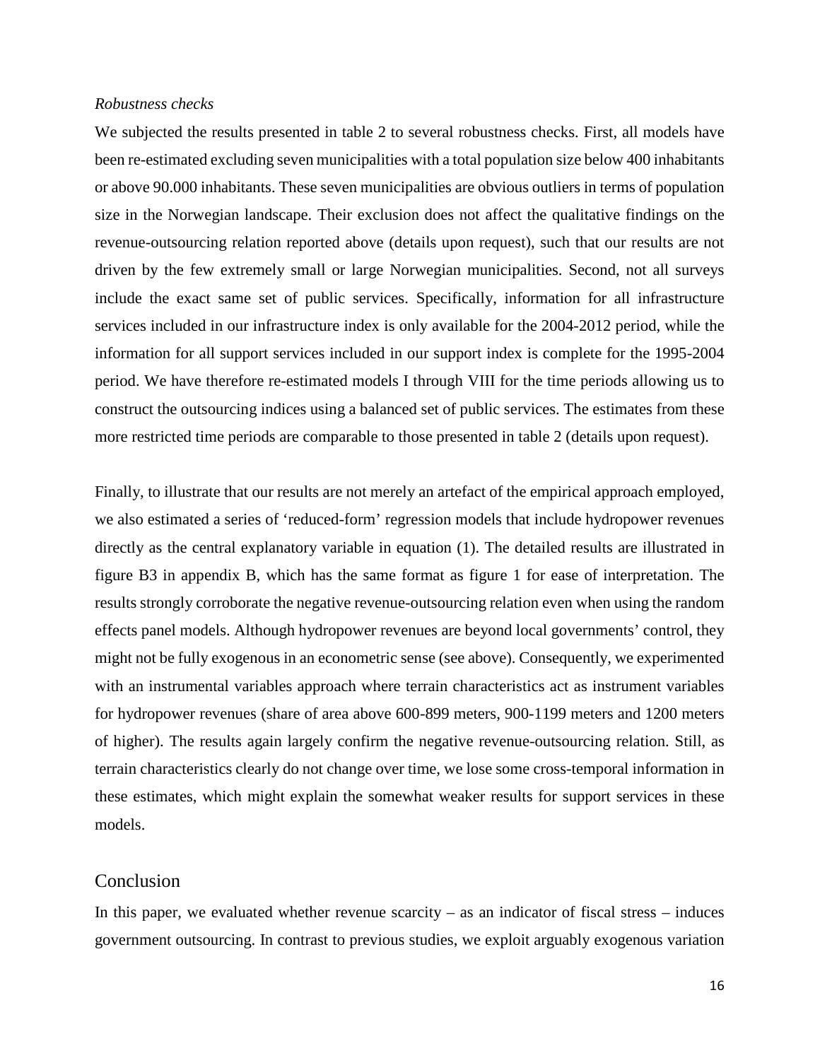*Robustness checks*

We subjected the results presented in table 2 to several robustness checks. First, all models have been re-estimated excluding seven municipalities with a total population size below 400 inhabitants or above 90.000 inhabitants. These seven municipalities are obvious outliers in terms of population size in the Norwegian landscape. Their exclusion does not affect the qualitative findings on the revenue-outsourcing relation reported above (details upon request), such that our results are not driven by the few extremely small or large Norwegian municipalities. Second, not all surveys include the exact same set of public services. Specifically, information for all infrastructure services included in our infrastructure index is only available for the 2004-2012 period, while the information for all support services included in our support index is complete for the 1995-2004 period. We have therefore re-estimated models I through VIII for the time periods allowing us to construct the outsourcing indices using a balanced set of public services. The estimates from these more restricted time periods are comparable to those presented in table 2 (details upon request).

Finally, to illustrate that our results are not merely an artefact of the empirical approach employed, we also estimated a series of 'reduced-form' regression models that include hydropower revenues directly as the central explanatory variable in equation (1). The detailed results are illustrated in figure B3 in appendix B, which has the same format as figure 1 for ease of interpretation. The results strongly corroborate the negative revenue-outsourcing relation even when using the random effects panel models. Although hydropower revenues are beyond local governments' control, they might not be fully exogenous in an econometric sense (see above). Consequently, we experimented with an instrumental variables approach where terrain characteristics act as instrument variables for hydropower revenues (share of area above 600-899 meters, 900-1199 meters and 1200 meters of higher). The results again largely confirm the negative revenue-outsourcing relation. Still, as terrain characteristics clearly do not change over time, we lose some cross-temporal information in these estimates, which might explain the somewhat weaker results for support services in these models.

## Conclusion

In this paper, we evaluated whether revenue scarcity – as an indicator of fiscal stress – induces government outsourcing. In contrast to previous studies, we exploit arguably exogenous variation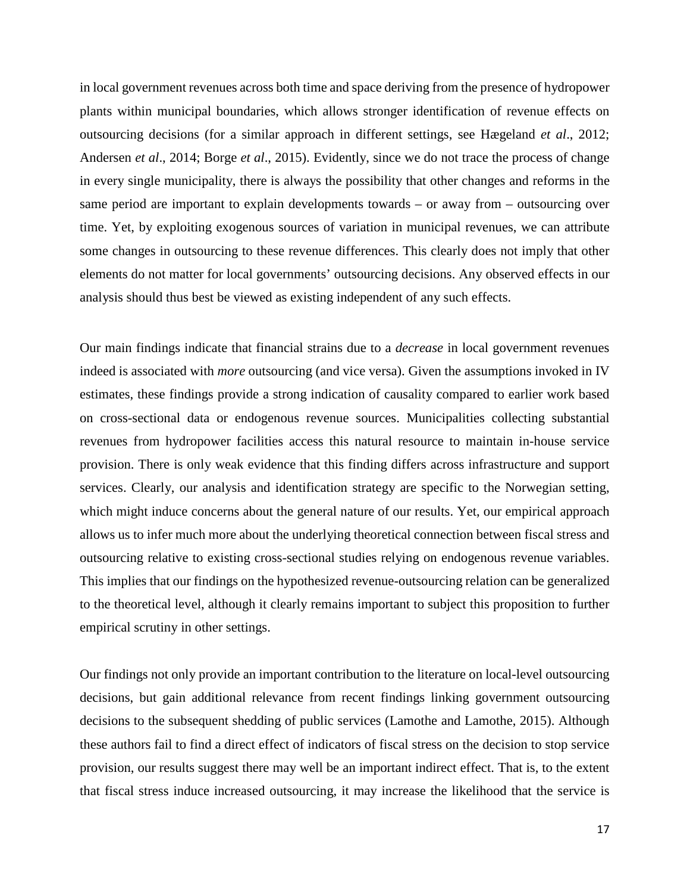in local government revenues across both time and space deriving from the presence of hydropower plants within municipal boundaries, which allows stronger identification of revenue effects on outsourcing decisions (for a similar approach in different settings, see Hægeland *et al*., 2012; Andersen *et al*., 2014; Borge *et al*., 2015). Evidently, since we do not trace the process of change in every single municipality, there is always the possibility that other changes and reforms in the same period are important to explain developments towards – or away from – outsourcing over time. Yet, by exploiting exogenous sources of variation in municipal revenues, we can attribute some changes in outsourcing to these revenue differences. This clearly does not imply that other elements do not matter for local governments' outsourcing decisions. Any observed effects in our analysis should thus best be viewed as existing independent of any such effects.

Our main findings indicate that financial strains due to a *decrease* in local government revenues indeed is associated with *more* outsourcing (and vice versa). Given the assumptions invoked in IV estimates, these findings provide a strong indication of causality compared to earlier work based on cross-sectional data or endogenous revenue sources. Municipalities collecting substantial revenues from hydropower facilities access this natural resource to maintain in-house service provision. There is only weak evidence that this finding differs across infrastructure and support services. Clearly, our analysis and identification strategy are specific to the Norwegian setting, which might induce concerns about the general nature of our results. Yet, our empirical approach allows us to infer much more about the underlying theoretical connection between fiscal stress and outsourcing relative to existing cross-sectional studies relying on endogenous revenue variables. This implies that our findings on the hypothesized revenue-outsourcing relation can be generalized to the theoretical level, although it clearly remains important to subject this proposition to further empirical scrutiny in other settings.

Our findings not only provide an important contribution to the literature on local-level outsourcing decisions, but gain additional relevance from recent findings linking government outsourcing decisions to the subsequent shedding of public services (Lamothe and Lamothe, 2015). Although these authors fail to find a direct effect of indicators of fiscal stress on the decision to stop service provision, our results suggest there may well be an important indirect effect. That is, to the extent that fiscal stress induce increased outsourcing, it may increase the likelihood that the service is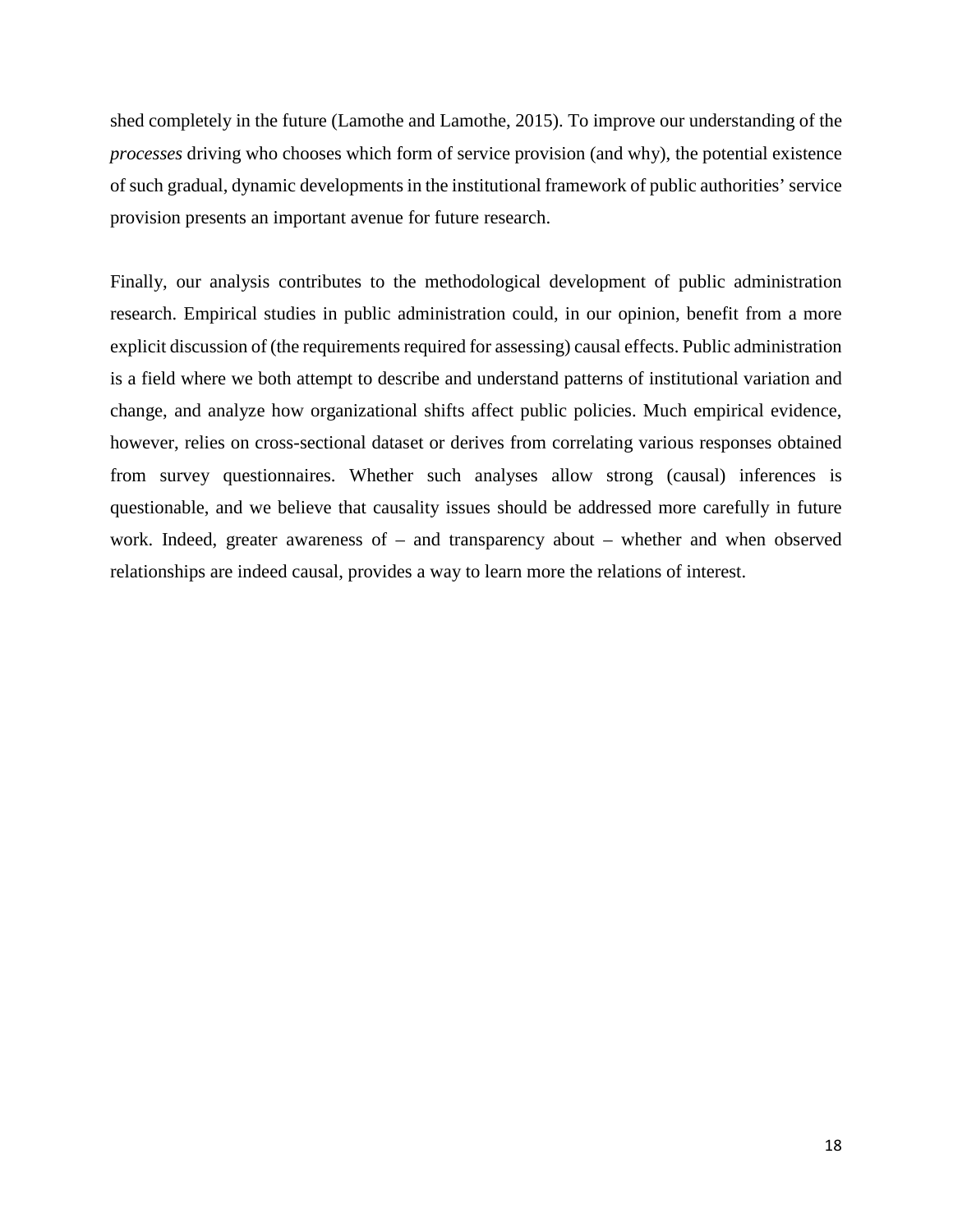shed completely in the future (Lamothe and Lamothe, 2015). To improve our understanding of the *processes* driving who chooses which form of service provision (and why), the potential existence of such gradual, dynamic developments in the institutional framework of public authorities' service provision presents an important avenue for future research.

Finally, our analysis contributes to the methodological development of public administration research. Empirical studies in public administration could, in our opinion, benefit from a more explicit discussion of (the requirements required for assessing) causal effects. Public administration is a field where we both attempt to describe and understand patterns of institutional variation and change, and analyze how organizational shifts affect public policies. Much empirical evidence, however, relies on cross-sectional dataset or derives from correlating various responses obtained from survey questionnaires. Whether such analyses allow strong (causal) inferences is questionable, and we believe that causality issues should be addressed more carefully in future work. Indeed, greater awareness of – and transparency about – whether and when observed relationships are indeed causal, provides a way to learn more the relations of interest.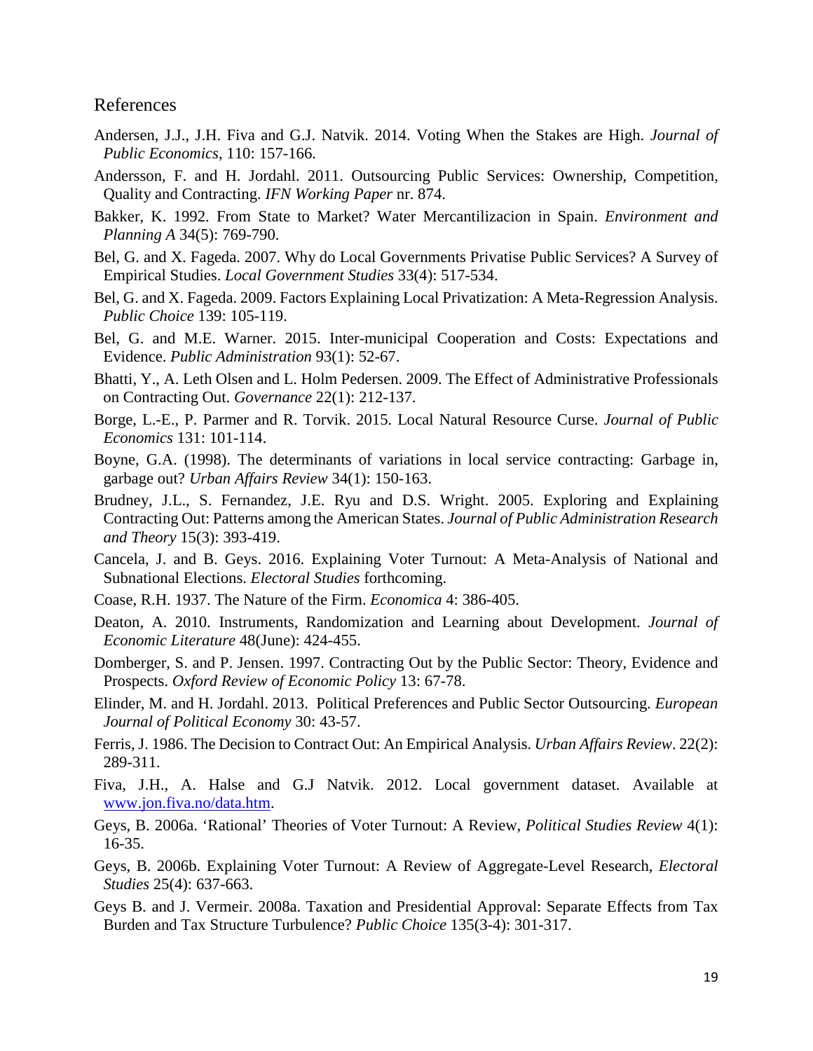## References

Andersen, J.J., J.H. Fiva and G.J. Natvik. 2014. Voting When the Stakes are High. *Journal of Public Economics*, 110: 157-166.

Andersson, F. and H. Jordahl. 2011. Outsourcing Public Services: Ownership, Competition, Quality and Contracting. *IFN Working Paper* nr. 874.

Bakker, K. 1992. From State to Market? Water Mercantilizacion in Spain. *Environment and Planning A* 34(5): 769-790.

Bel, G. and X. Fageda. 2007. Why do Local Governments Privatise Public Services? A Survey of Empirical Studies. *Local Government Studies* 33(4): 517-534.

Bel, G. and X. Fageda. 2009. Factors Explaining Local Privatization: A Meta-Regression Analysis. *Public Choice* 139: 105-119.

Bel, G. and M.E. Warner. 2015. Inter-municipal Cooperation and Costs: Expectations and Evidence. *Public Administration* 93(1): 52-67.

Bhatti, Y., A. Leth Olsen and L. Holm Pedersen. 2009. The Effect of Administrative Professionals on Contracting Out. *Governance* 22(1): 212-137.

Borge, L.-E., P. Parmer and R. Torvik. 2015. Local Natural Resource Curse. *Journal of Public Economics* 131: 101-114.

Boyne, G.A. (1998). The determinants of variations in local service contracting: Garbage in, garbage out? *Urban Affairs Review* 34(1): 150-163.

Brudney, J.L., S. Fernandez, J.E. Ryu and D.S. Wright. 2005. Exploring and Explaining Contracting Out: Patterns among the American States. *Journal of Public Administration Research and Theory* 15(3): 393-419.

Cancela, J. and B. Geys. 2016. Explaining Voter Turnout: A Meta-Analysis of National and Subnational Elections. *Electoral Studies* forthcoming.

Coase, R.H. 1937. The Nature of the Firm. *Economica* 4: 386-405.

Deaton, A. 2010. Instruments, Randomization and Learning about Development. *Journal of Economic Literature* 48(June): 424-455.

Domberger, S. and P. Jensen. 1997. Contracting Out by the Public Sector: Theory, Evidence and Prospects. *Oxford Review of Economic Policy* 13: 67-78.

Elinder, M. and H. Jordahl. 2013. Political Preferences and Public Sector Outsourcing. *European Journal of Political Economy* 30: 43-57.

Ferris, J. 1986. The Decision to Contract Out: An Empirical Analysis. *Urban Affairs Review*. 22(2): 289-311.

Fiva, J.H., A. Halse and G.J Natvik. 2012. Local government dataset. Available at www.jon.fiva.no/data.htm.

Geys, B. 2006a. 'Rational' Theories of Voter Turnout: A Review, *Political Studies Review* 4(1): 16-35.

Geys, B. 2006b. Explaining Voter Turnout: A Review of Aggregate-Level Research, *Electoral Studies* 25(4): 637-663.

Geys B. and J. Vermeir. 2008a. Taxation and Presidential Approval: Separate Effects from Tax Burden and Tax Structure Turbulence? *Public Choice* 135(3-4): 301-317.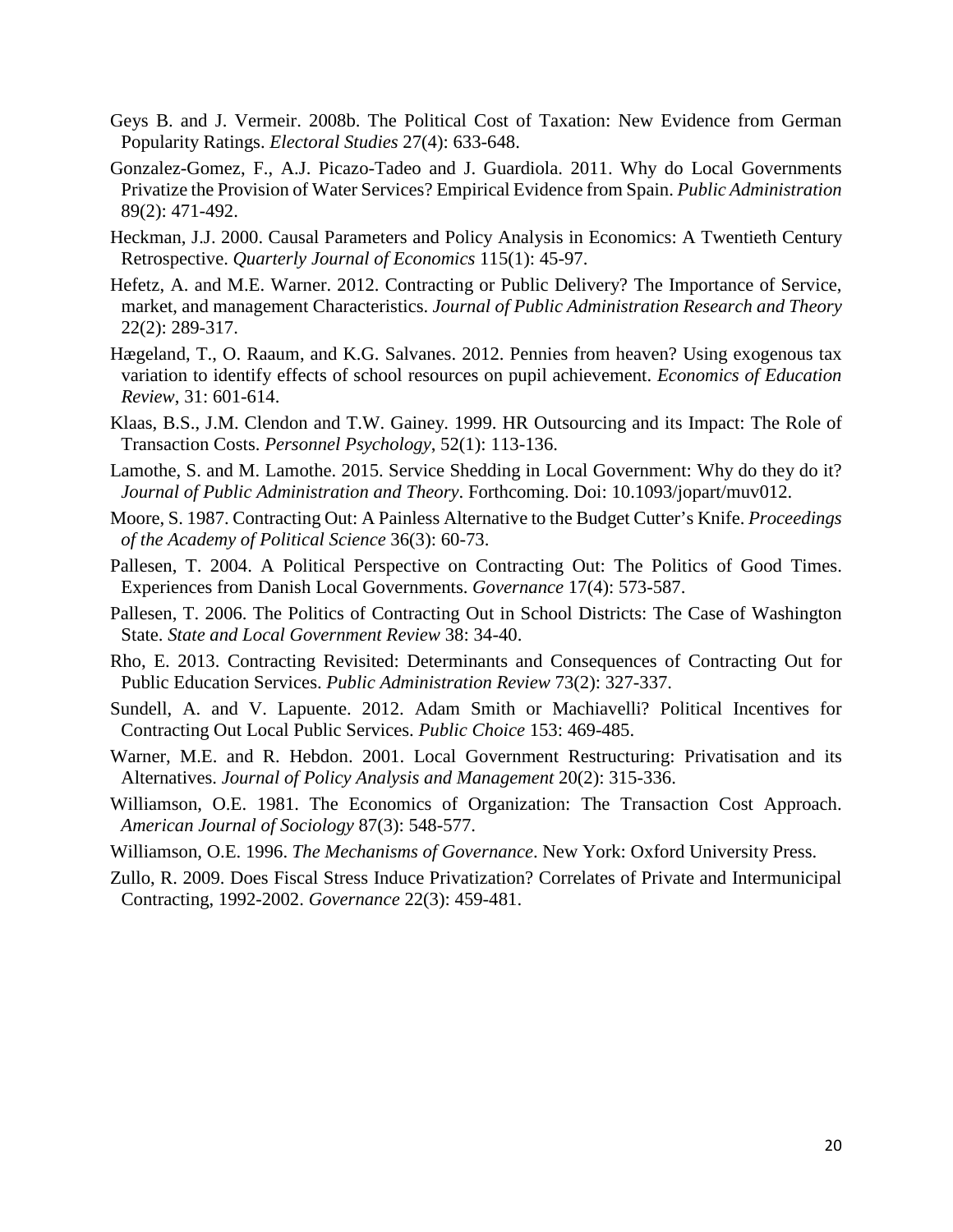Geys B. and J. Vermeir. 2008b. The Political Cost of Taxation: New Evidence from German Popularity Ratings. *Electoral Studies* 27(4): 633-648.

Gonzalez-Gomez, F., A.J. Picazo-Tadeo and J. Guardiola. 2011. Why do Local Governments Privatize the Provision of Water Services? Empirical Evidence from Spain. *Public Administration* 89(2): 471-492.

Heckman, J.J. 2000. Causal Parameters and Policy Analysis in Economics: A Twentieth Century Retrospective. *Quarterly Journal of Economics* 115(1): 45-97.

Hefetz, A. and M.E. Warner. 2012. Contracting or Public Delivery? The Importance of Service, market, and management Characteristics. *Journal of Public Administration Research and Theory* 22(2): 289-317.

Hægeland, T., O. Raaum, and K.G. Salvanes. 2012. Pennies from heaven? Using exogenous tax variation to identify effects of school resources on pupil achievement. *Economics of Education Review*, 31: 601-614.

Klaas, B.S., J.M. Clendon and T.W. Gainey. 1999. HR Outsourcing and its Impact: The Role of Transaction Costs. *Personnel Psychology*, 52(1): 113-136.

Lamothe, S. and M. Lamothe. 2015. Service Shedding in Local Government: Why do they do it? *Journal of Public Administration and Theory*. Forthcoming. Doi: 10.1093/jopart/muv012.

Moore, S. 1987. Contracting Out: A Painless Alternative to the Budget Cutter's Knife. *Proceedings of the Academy of Political Science* 36(3): 60-73.

Pallesen, T. 2004. A Political Perspective on Contracting Out: The Politics of Good Times. Experiences from Danish Local Governments. *Governance* 17(4): 573-587.

Pallesen, T. 2006. The Politics of Contracting Out in School Districts: The Case of Washington State. *State and Local Government Review* 38: 34-40.

Rho, E. 2013. Contracting Revisited: Determinants and Consequences of Contracting Out for Public Education Services. *Public Administration Review* 73(2): 327-337.

Sundell, A. and V. Lapuente. 2012. Adam Smith or Machiavelli? Political Incentives for Contracting Out Local Public Services. *Public Choice* 153: 469-485.

Warner, M.E. and R. Hebdon. 2001. Local Government Restructuring: Privatisation and its Alternatives. *Journal of Policy Analysis and Management* 20(2): 315-336.

Williamson, O.E. 1981. The Economics of Organization: The Transaction Cost Approach. *American Journal of Sociology* 87(3): 548-577.

Williamson, O.E. 1996. *The Mechanisms of Governance*. New York: Oxford University Press.

Zullo, R. 2009. Does Fiscal Stress Induce Privatization? Correlates of Private and Intermunicipal Contracting, 1992-2002. *Governance* 22(3): 459-481.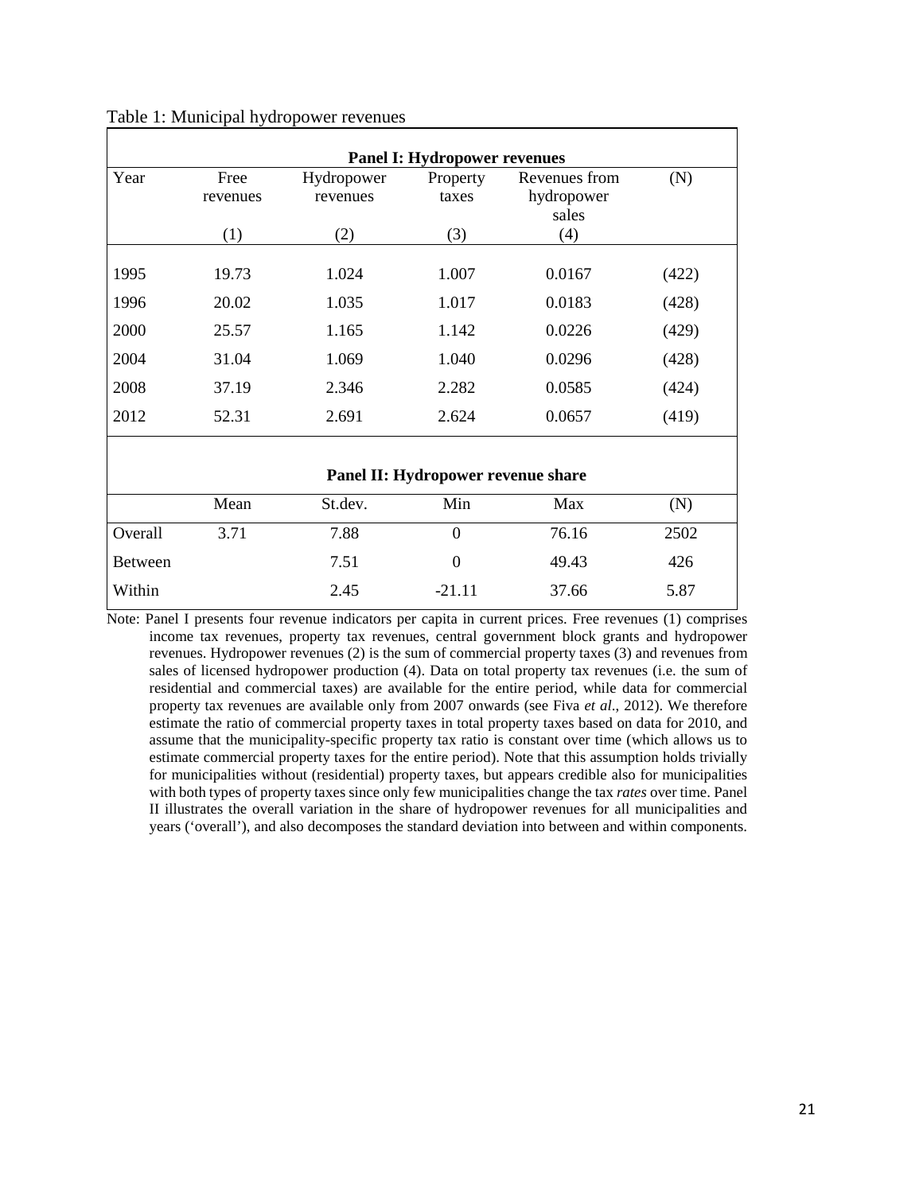Table 1: Municipal hydropower revenues

| Panel I: Hydropower revenues | | | | | |
|---|---|---|---|---|---|
| Year | Free revenues | Hydropower revenues | Property taxes | Revenues from hydropower sales | (N) |
| | (1) | (2) | (3) | (4) | |
| 1995 | 19.73 | 1.024 | 1.007 | 0.0167 | (422) |
| 1996 | 20.02 | 1.035 | 1.017 | 0.0183 | (428) |
| 2000 | 25.57 | 1.165 | 1.142 | 0.0226 | (429) |
| 2004 | 31.04 | 1.069 | 1.040 | 0.0296 | (428) |
| 2008 | 37.19 | 2.346 | 2.282 | 0.0585 | (424) |
| 2012 | 52.31 | 2.691 | 2.624 | 0.0657 | (419) |

| Panel II: Hydropower revenue share | | | | | |
|---|---|---|---|---|---|
| | Mean | St.dev. | Min | Max | (N) |
| Overall | 3.71 | 7.88 | 0 | 76.16 | 2502 |
| Between | | 7.51 | 0 | 49.43 | 426 |
| Within | | 2.45 | -21.11 | 37.66 | 5.87 |

Note: Panel I presents four revenue indicators per capita in current prices. Free revenues (1) comprises income tax revenues, property tax revenues, central government block grants and hydropower revenues. Hydropower revenues (2) is the sum of commercial property taxes (3) and revenues from sales of licensed hydropower production (4). Data on total property tax revenues (i.e. the sum of residential and commercial taxes) are available for the entire period, while data for commercial property tax revenues are available only from 2007 onwards (see Fiva *et al*., 2012). We therefore estimate the ratio of commercial property taxes in total property taxes based on data for 2010, and assume that the municipality-specific property tax ratio is constant over time (which allows us to estimate commercial property taxes for the entire period). Note that this assumption holds trivially for municipalities without (residential) property taxes, but appears credible also for municipalities with both types of property taxes since only few municipalities change the tax *rates* over time. Panel II illustrates the overall variation in the share of hydropower revenues for all municipalities and years ('overall'), and also decomposes the standard deviation into between and within components.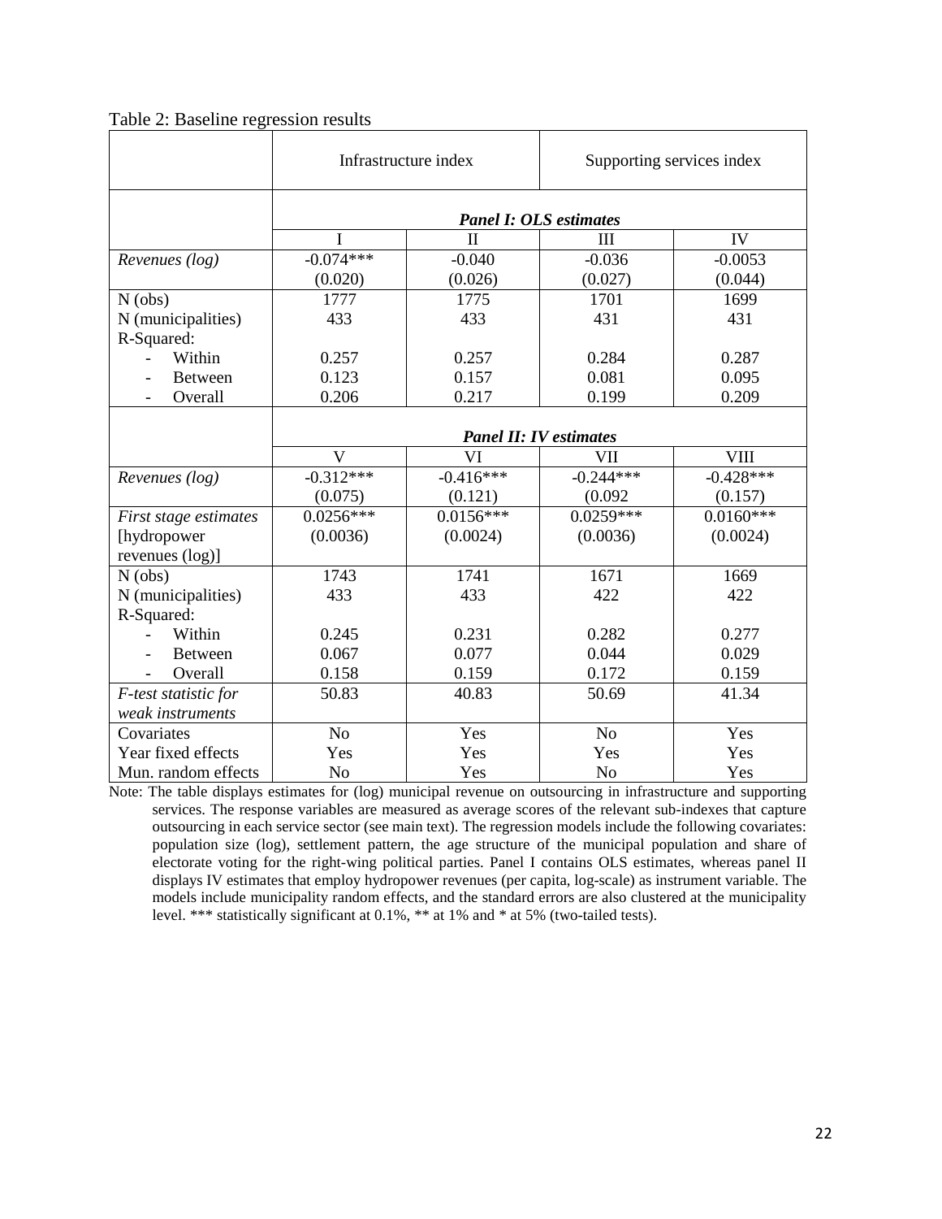Table 2: Baseline regression results

| | Infrastructure index | | Supporting services index | |
|---|---|---|---|---|
| | ***Panel I: OLS estimates*** | | | |
| | I | II | III | IV |
| *Revenues (log)* | -0.074*** | -0.040 | -0.036 | -0.0053 |
| | (0.020) | (0.026) | (0.027) | (0.044) |
| N (obs) | 1777 | 1775 | 1701 | 1699 |
| N (municipalities) | 433 | 433 | 431 | 431 |
| R-Squared: | | | | |
| - Within | 0.257 | 0.257 | 0.284 | 0.287 |
| - Between | 0.123 | 0.157 | 0.081 | 0.095 |
| - Overall | 0.206 | 0.217 | 0.199 | 0.209 |
| | ***Panel II: IV estimates*** | | | |
| | V | VI | VII | VIII |
| *Revenues (log)* | -0.312*** | -0.416*** | -0.244*** | -0.428*** |
| | (0.075) | (0.121) | (0.092 | (0.157) |
| *First stage estimates* [hydropower revenues (log)] | 0.0256*** | 0.0156*** | 0.0259*** | 0.0160*** |
| | (0.0036) | (0.0024) | (0.0036) | (0.0024) |
| N (obs) | 1743 | 1741 | 1671 | 1669 |
| N (municipalities) | 433 | 433 | 422 | 422 |
| R-Squared: | | | | |
| - Within | 0.245 | 0.231 | 0.282 | 0.277 |
| - Between | 0.067 | 0.077 | 0.044 | 0.029 |
| - Overall | 0.158 | 0.159 | 0.172 | 0.159 |
| *F-test statistic for weak instruments* | 50.83 | 40.83 | 50.69 | 41.34 |
| Covariates | No | Yes | No | Yes |
| Year fixed effects | Yes | Yes | Yes | Yes |
| Mun. random effects | No | Yes | No | Yes |

Note: The table displays estimates for (log) municipal revenue on outsourcing in infrastructure and supporting services. The response variables are measured as average scores of the relevant sub-indexes that capture outsourcing in each service sector (see main text). The regression models include the following covariates: population size (log), settlement pattern, the age structure of the municipal population and share of electorate voting for the right-wing political parties. Panel I contains OLS estimates, whereas panel II displays IV estimates that employ hydropower revenues (per capita, log-scale) as instrument variable. The models include municipality random effects, and the standard errors are also clustered at the municipality level. *** statistically significant at 0.1%, ** at 1% and * at 5% (two-tailed tests).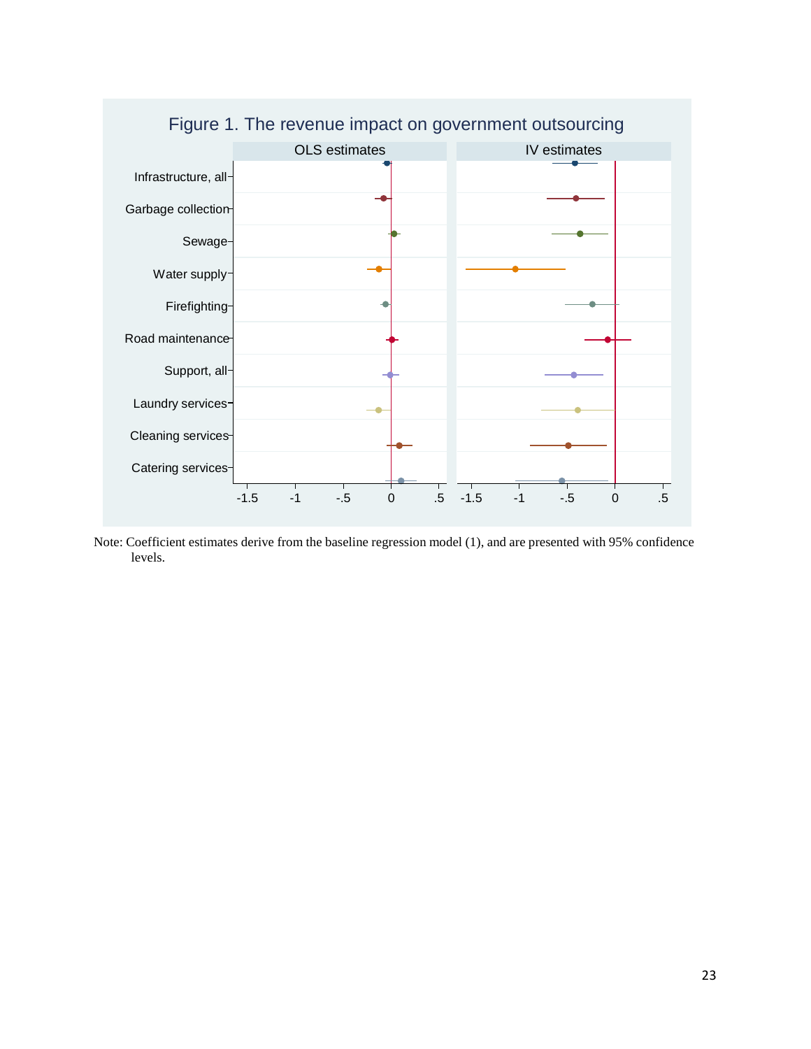Figure 1. The revenue impact on government outsourcing

Note: Coefficient estimates derive from the baseline regression model (1), and are presented with 95% confidence levels.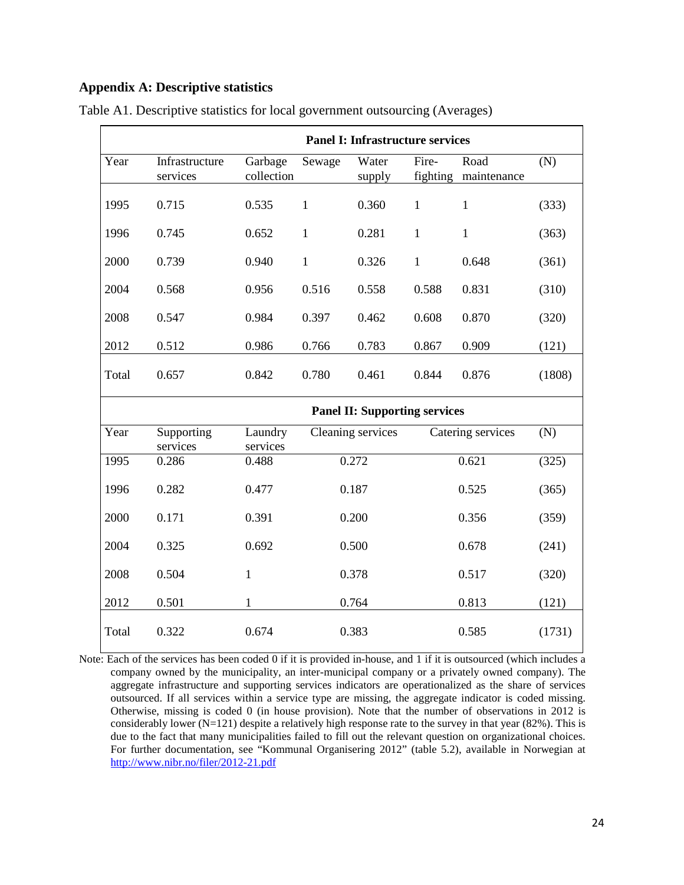## Appendix A: Descriptive statistics

Table A1. Descriptive statistics for local government outsourcing (Averages)

| **Panel I: Infrastructure services** | | | | | | | |
|---|---|---|---|---|---|---|---|
| Year | Infrastructure services | Garbage collection | Sewage | Water supply | Fire-fighting | Road maintenance | (N) |
| 1995 | 0.715 | 0.535 | 1 | 0.360 | 1 | 1 | (333) |
| 1996 | 0.745 | 0.652 | 1 | 0.281 | 1 | 1 | (363) |
| 2000 | 0.739 | 0.940 | 1 | 0.326 | 1 | 0.648 | (361) |
| 2004 | 0.568 | 0.956 | 0.516 | 0.558 | 0.588 | 0.831 | (310) |
| 2008 | 0.547 | 0.984 | 0.397 | 0.462 | 0.608 | 0.870 | (320) |
| 2012 | 0.512 | 0.986 | 0.766 | 0.783 | 0.867 | 0.909 | (121) |
| Total | 0.657 | 0.842 | 0.780 | 0.461 | 0.844 | 0.876 | (1808) |

| **Panel II: Supporting services** | | | | | |
|---|---|---|---|---|---|
| Year | Supporting services | Laundry services | Cleaning services | Catering services | (N) |
| 1995 | 0.286 | 0.488 | 0.272 | 0.621 | (325) |
| 1996 | 0.282 | 0.477 | 0.187 | 0.525 | (365) |
| 2000 | 0.171 | 0.391 | 0.200 | 0.356 | (359) |
| 2004 | 0.325 | 0.692 | 0.500 | 0.678 | (241) |
| 2008 | 0.504 | 1 | 0.378 | 0.517 | (320) |
| 2012 | 0.501 | 1 | 0.764 | 0.813 | (121) |
| Total | 0.322 | 0.674 | 0.383 | 0.585 | (1731) |

Note: Each of the services has been coded 0 if it is provided in-house, and 1 if it is outsourced (which includes a company owned by the municipality, an inter-municipal company or a privately owned company). The aggregate infrastructure and supporting services indicators are operationalized as the share of services outsourced. If all services within a service type are missing, the aggregate indicator is coded missing. Otherwise, missing is coded 0 (in house provision). Note that the number of observations in 2012 is considerably lower (N=121) despite a relatively high response rate to the survey in that year (82%). This is due to the fact that many municipalities failed to fill out the relevant question on organizational choices. For further documentation, see "Kommunal Organisering 2012" (table 5.2), available in Norwegian at http://www.nibr.no/filer/2012-21.pdf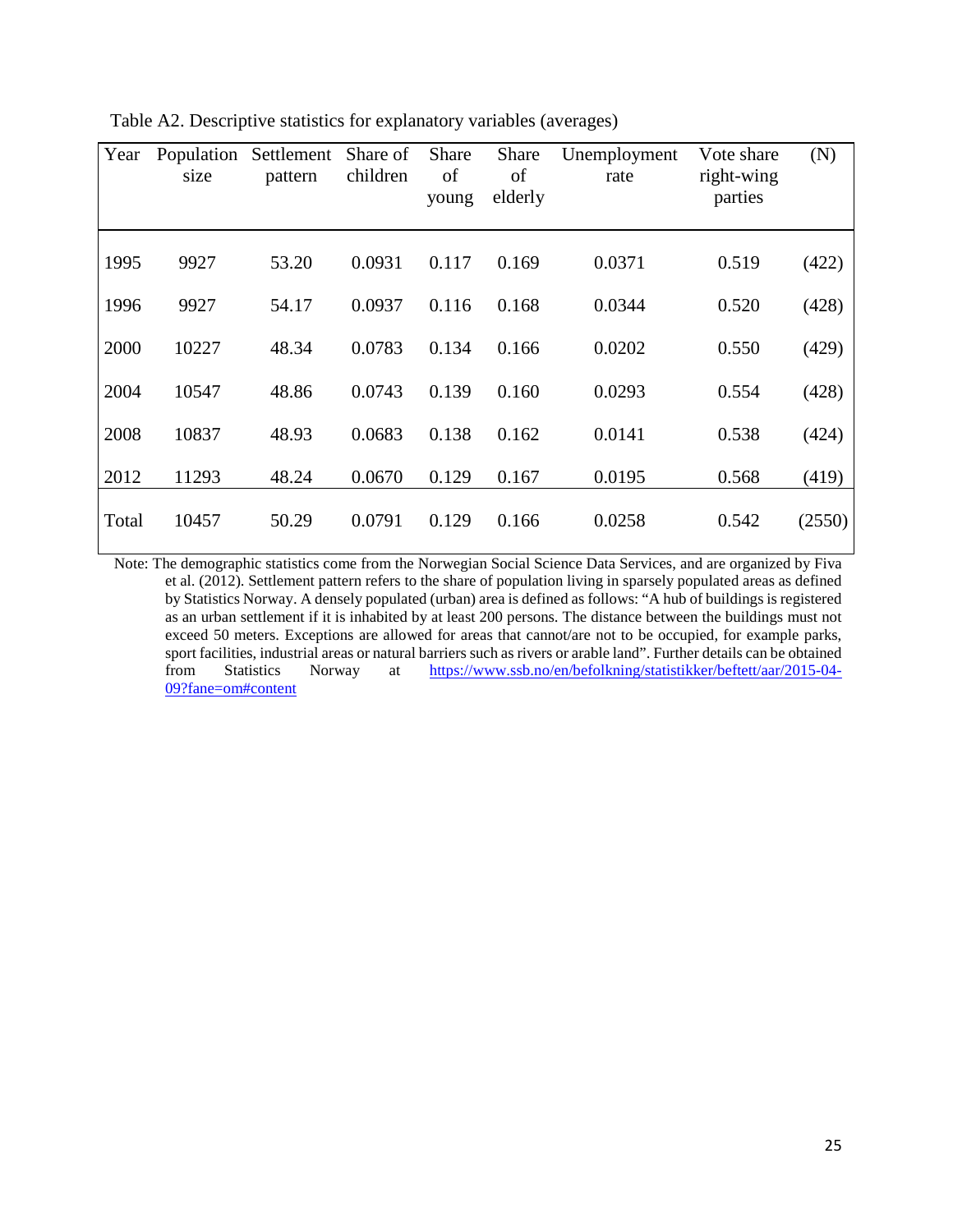Table A2. Descriptive statistics for explanatory variables (averages)

| Year | Population size | Settlement pattern | Share of children | Share of young | Share of elderly | Unemployment rate | Vote share right-wing parties | (N) |
|---|---|---|---|---|---|---|---|---|
| 1995 | 9927 | 53.20 | 0.0931 | 0.117 | 0.169 | 0.0371 | 0.519 | (422) |
| 1996 | 9927 | 54.17 | 0.0937 | 0.116 | 0.168 | 0.0344 | 0.520 | (428) |
| 2000 | 10227 | 48.34 | 0.0783 | 0.134 | 0.166 | 0.0202 | 0.550 | (429) |
| 2004 | 10547 | 48.86 | 0.0743 | 0.139 | 0.160 | 0.0293 | 0.554 | (428) |
| 2008 | 10837 | 48.93 | 0.0683 | 0.138 | 0.162 | 0.0141 | 0.538 | (424) |
| 2012 | 11293 | 48.24 | 0.0670 | 0.129 | 0.167 | 0.0195 | 0.568 | (419) |
| Total | 10457 | 50.29 | 0.0791 | 0.129 | 0.166 | 0.0258 | 0.542 | (2550) |

Note: The demographic statistics come from the Norwegian Social Science Data Services, and are organized by Fiva et al. (2012). Settlement pattern refers to the share of population living in sparsely populated areas as defined by Statistics Norway. A densely populated (urban) area is defined as follows: "A hub of buildings is registered as an urban settlement if it is inhabited by at least 200 persons. The distance between the buildings must not exceed 50 meters. Exceptions are allowed for areas that cannot/are not to be occupied, for example parks, sport facilities, industrial areas or natural barriers such as rivers or arable land". Further details can be obtained from Statistics Norway at https://www.ssb.no/en/befolkning/statistikker/beftett/aar/2015-04-09?fane=om#content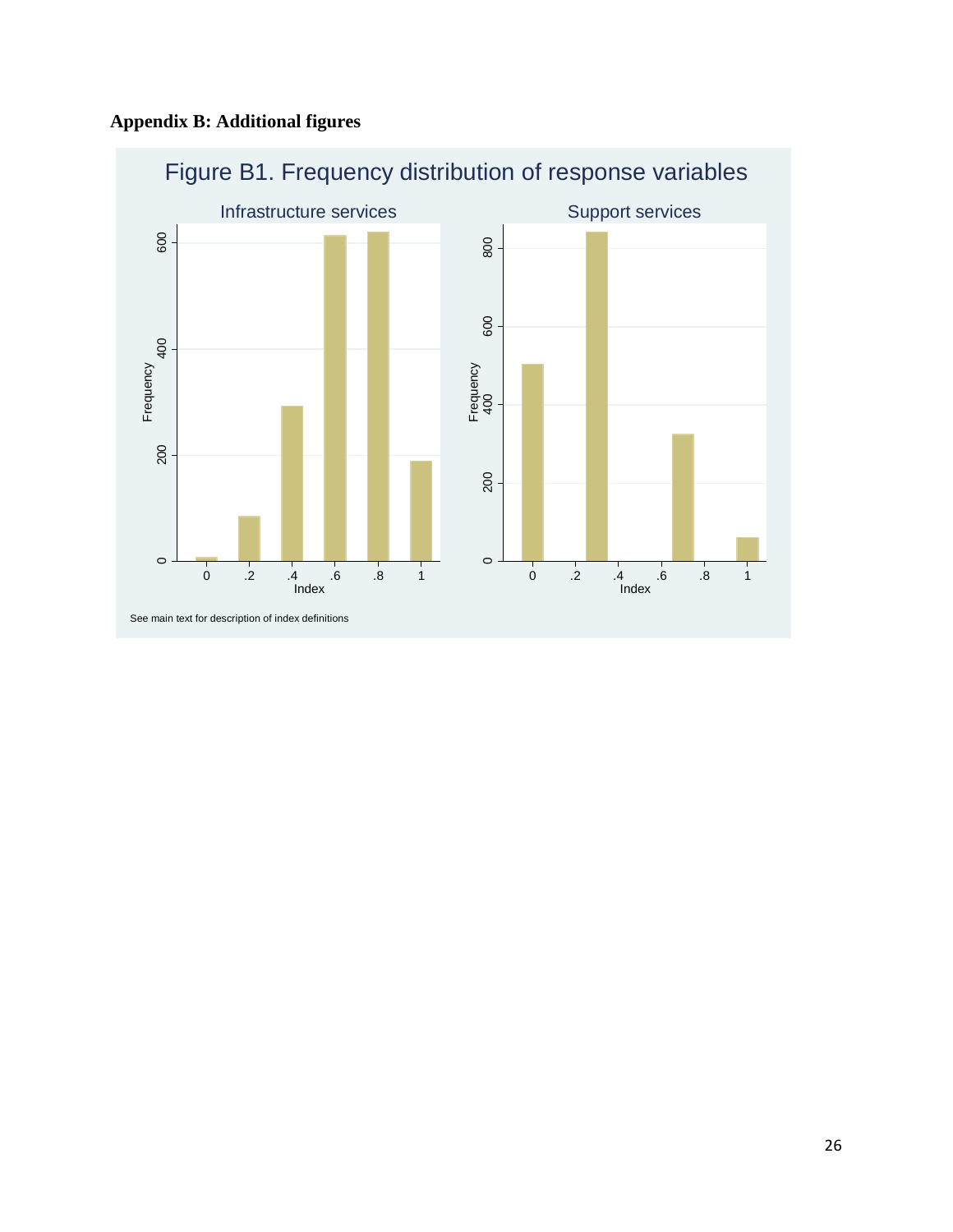## Appendix B: Additional figures

Figure B1. Frequency distribution of response variables

See main text for description of index definitions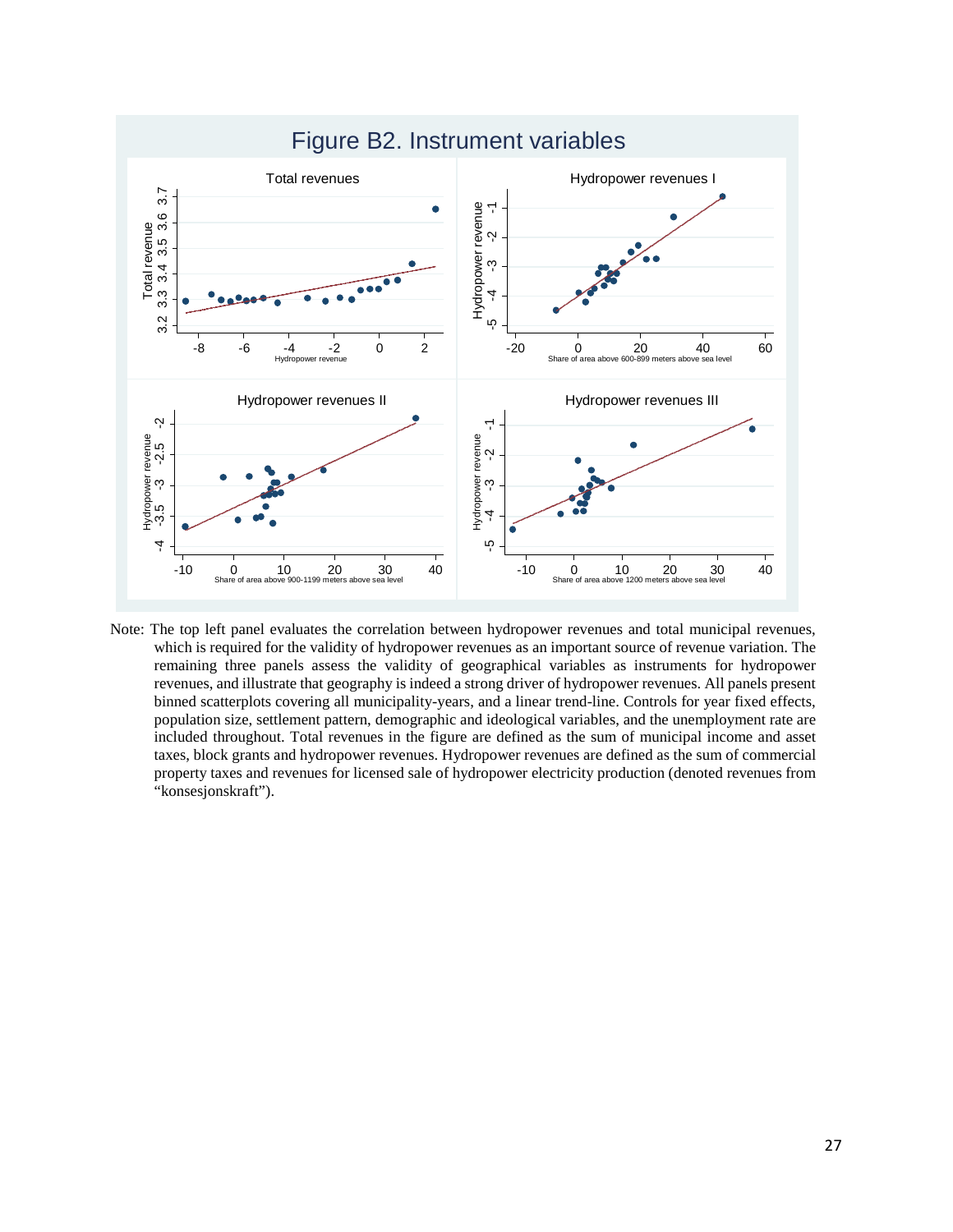Figure B2. Instrument variables

Note: The top left panel evaluates the correlation between hydropower revenues and total municipal revenues, which is required for the validity of hydropower revenues as an important source of revenue variation. The remaining three panels assess the validity of geographical variables as instruments for hydropower revenues, and illustrate that geography is indeed a strong driver of hydropower revenues. All panels present binned scatterplots covering all municipality-years, and a linear trend-line. Controls for year fixed effects, population size, settlement pattern, demographic and ideological variables, and the unemployment rate are included throughout. Total revenues in the figure are defined as the sum of municipal income and asset taxes, block grants and hydropower revenues. Hydropower revenues are defined as the sum of commercial property taxes and revenues for licensed sale of hydropower electricity production (denoted revenues from "konsesjonskraft").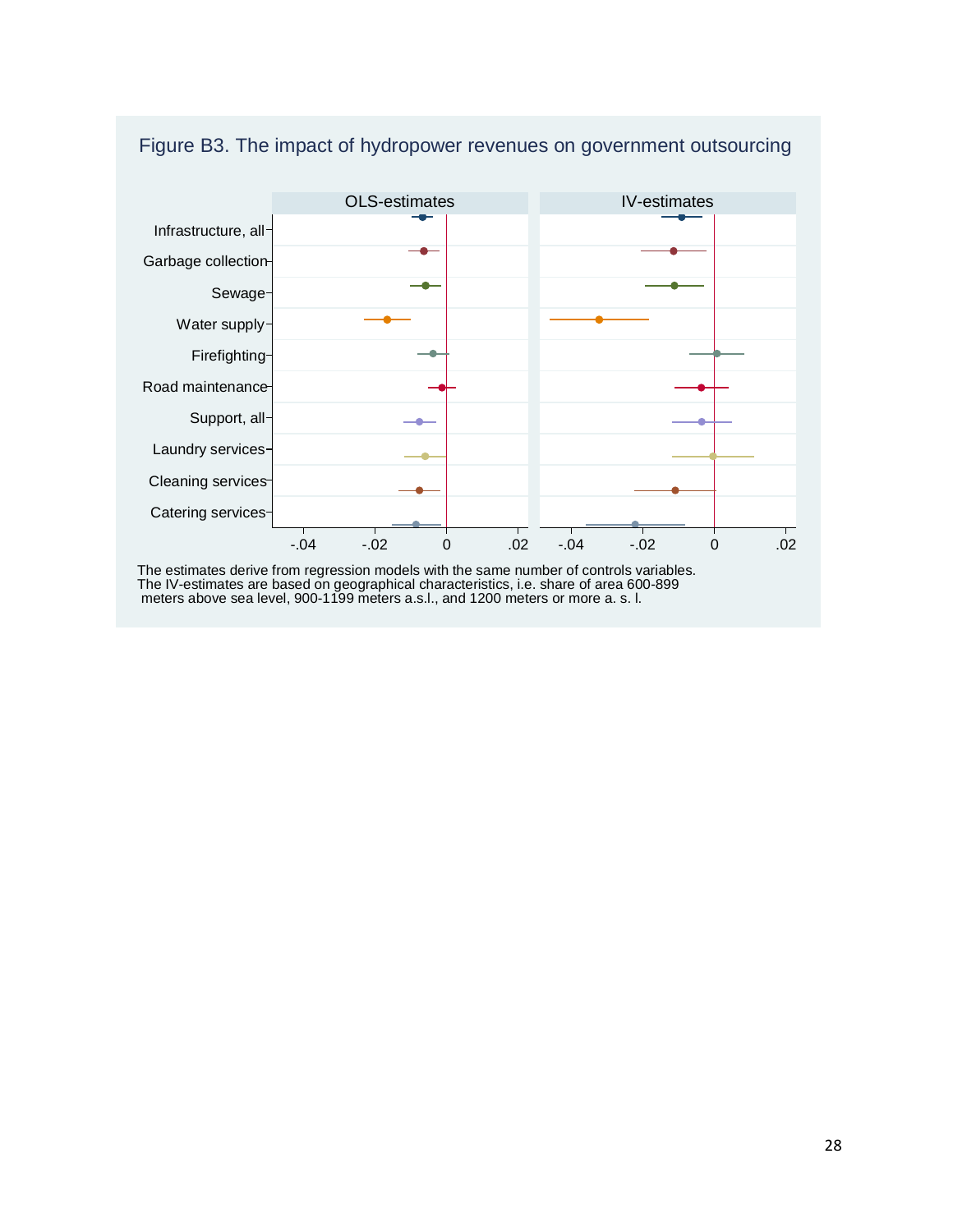Figure B3. The impact of hydropower revenues on government outsourcing

The estimates derive from regression models with the same number of controls variables. The IV-estimates are based on geographical characteristics, i.e. share of area 600-899 meters above sea level, 900-1199 meters a.s.l., and 1200 meters or more a. s. l.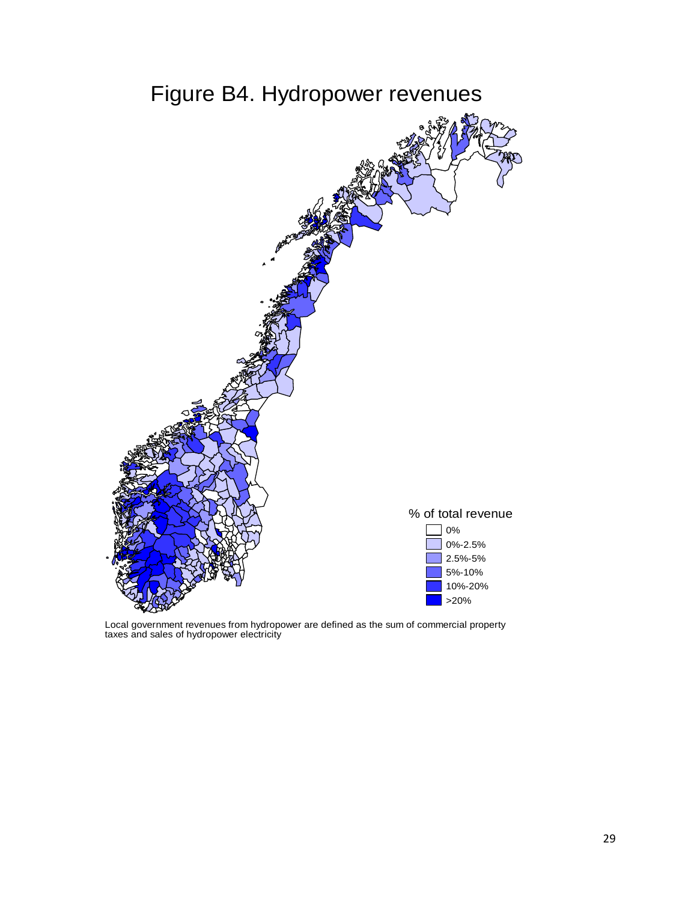# Figure B4. Hydropower revenues

% of total revenue

0%

0%-2.5%

2.5%-5%

5%-10%

10%-20%

>20%

Local government revenues from hydropower are defined as the sum of commercial property taxes and sales of hydropower electricity